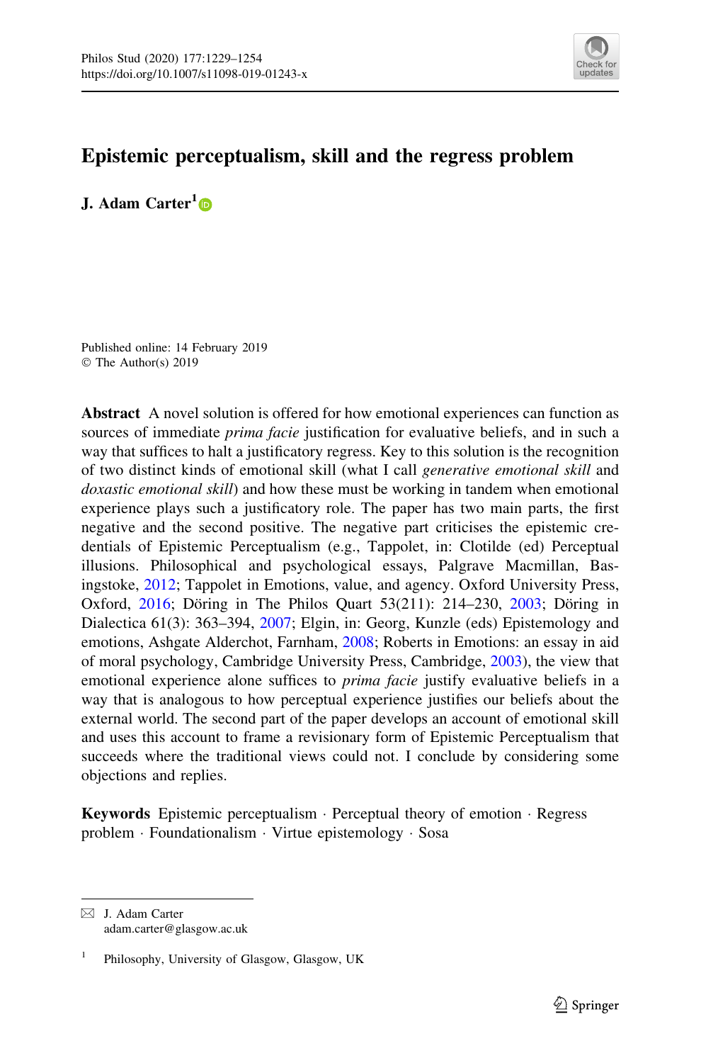# Epistemic perceptualism, skill and the regress problem

**J. Adam Carter**[1]

Published online: 14 February 2019
© The Author(s) 2019

**Abstract** A novel solution is offered for how emotional experiences can function as sources of immediate *prima facie* justification for evaluative beliefs, and in such a way that suffices to halt a justificatory regress. Key to this solution is the recognition of two distinct kinds of emotional skill (what I call *generative emotional skill* and *doxastic emotional skill*) and how these must be working in tandem when emotional experience plays such a justificatory role. The paper has two main parts, the first negative and the second positive. The negative part criticises the epistemic credentials of Epistemic Perceptualism (e.g., Tappolet, in: Clotilde (ed) Perceptual illusions. Philosophical and psychological essays, Palgrave Macmillan, Basingstoke, 2012; Tappolet in Emotions, value, and agency. Oxford University Press, Oxford, 2016; Döring in The Philos Quart 53(211): 214–230, 2003; Döring in Dialectica 61(3): 363–394, 2007; Elgin, in: Georg, Kunzle (eds) Epistemology and emotions, Ashgate Alderchot, Farnham, 2008; Roberts in Emotions: an essay in aid of moral psychology, Cambridge University Press, Cambridge, 2003), the view that emotional experience alone suffices to *prima facie* justify evaluative beliefs in a way that is analogous to how perceptual experience justifies our beliefs about the external world. The second part of the paper develops an account of emotional skill and uses this account to frame a revisionary form of Epistemic Perceptualism that succeeds where the traditional views could not. I conclude by considering some objections and replies.

**Keywords** Epistemic perceptualism · Perceptual theory of emotion · Regress problem · Foundationalism · Virtue epistemology · Sosa

---

✉ J. Adam Carter
adam.carter@glasgow.ac.uk

[1] Philosophy, University of Glasgow, Glasgow, UK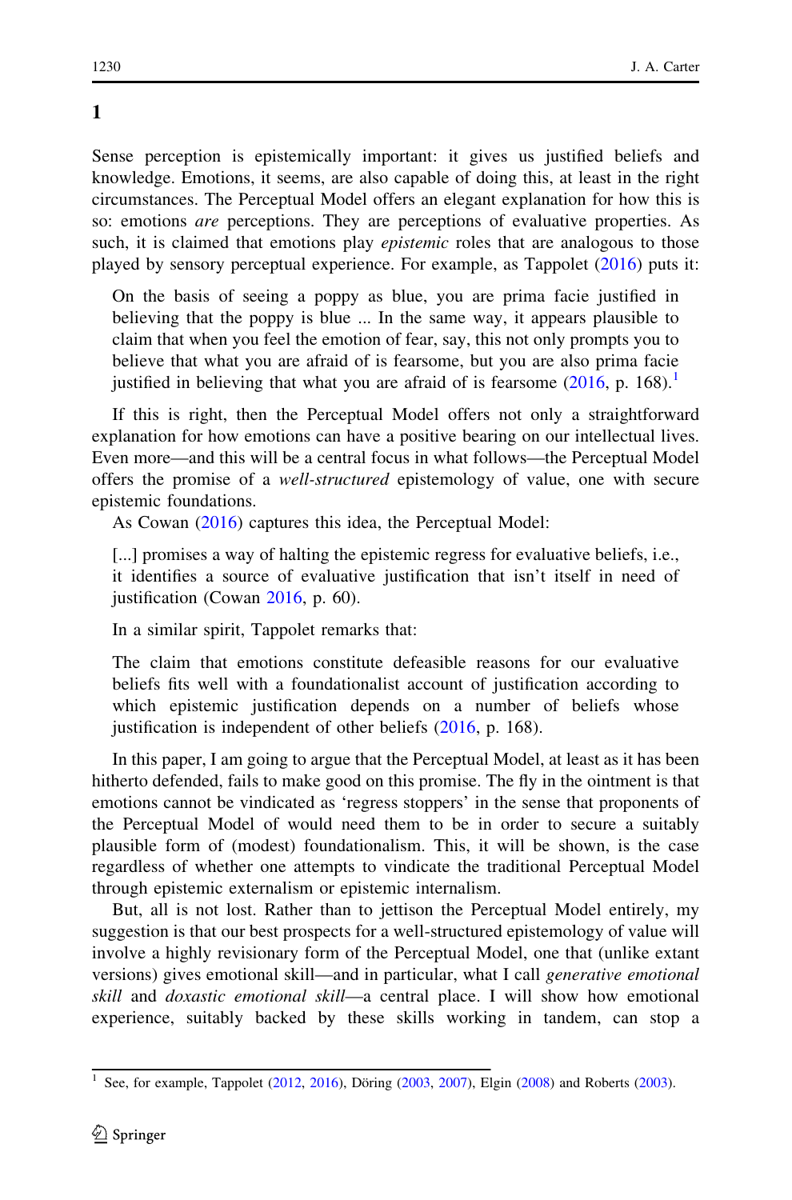# 1

Sense perception is epistemically important: it gives us justified beliefs and knowledge. Emotions, it seems, are also capable of doing this, at least in the right circumstances. The Perceptual Model offers an elegant explanation for how this is so: emotions *are* perceptions. They are perceptions of evaluative properties. As such, it is claimed that emotions play *epistemic* roles that are analogous to those played by sensory perceptual experience. For example, as Tappolet (2016) puts it:

> On the basis of seeing a poppy as blue, you are prima facie justified in believing that the poppy is blue ... In the same way, it appears plausible to claim that when you feel the emotion of fear, say, this not only prompts you to believe that what you are afraid of is fearsome, but you are also prima facie justified in believing that what you are afraid of is fearsome (2016, p. 168).[1]

If this is right, then the Perceptual Model offers not only a straightforward explanation for how emotions can have a positive bearing on our intellectual lives. Even more—and this will be a central focus in what follows—the Perceptual Model offers the promise of a *well-structured* epistemology of value, one with secure epistemic foundations.

As Cowan (2016) captures this idea, the Perceptual Model:

> [...] promises a way of halting the epistemic regress for evaluative beliefs, i.e., it identifies a source of evaluative justification that isn't itself in need of justification (Cowan 2016, p. 60).

In a similar spirit, Tappolet remarks that:

> The claim that emotions constitute defeasible reasons for our evaluative beliefs fits well with a foundationalist account of justification according to which epistemic justification depends on a number of beliefs whose justification is independent of other beliefs (2016, p. 168).

In this paper, I am going to argue that the Perceptual Model, at least as it has been hitherto defended, fails to make good on this promise. The fly in the ointment is that emotions cannot be vindicated as 'regress stoppers' in the sense that proponents of the Perceptual Model of would need them to be in order to secure a suitably plausible form of (modest) foundationalism. This, it will be shown, is the case regardless of whether one attempts to vindicate the traditional Perceptual Model through epistemic externalism or epistemic internalism.

But, all is not lost. Rather than to jettison the Perceptual Model entirely, my suggestion is that our best prospects for a well-structured epistemology of value will involve a highly revisionary form of the Perceptual Model, one that (unlike extant versions) gives emotional skill—and in particular, what I call *generative emotional skill* and *doxastic emotional skill*—a central place. I will show how emotional experience, suitably backed by these skills working in tandem, can stop a

[1] See, for example, Tappolet (2012, 2016), Döring (2003, 2007), Elgin (2008) and Roberts (2003).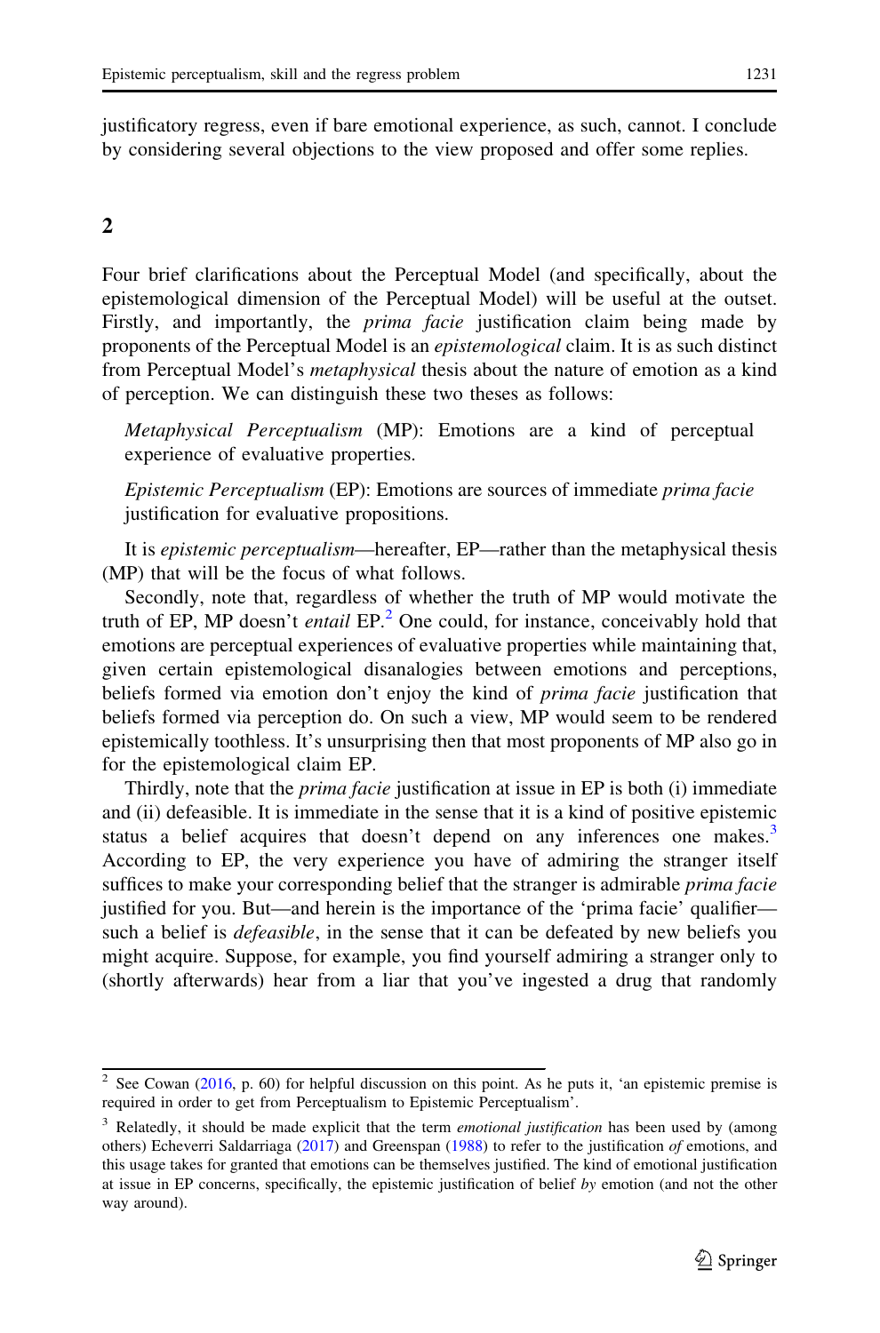justificatory regress, even if bare emotional experience, as such, cannot. I conclude by considering several objections to the view proposed and offer some replies.

## 2

Four brief clarifications about the Perceptual Model (and specifically, about the epistemological dimension of the Perceptual Model) will be useful at the outset. Firstly, and importantly, the *prima facie* justification claim being made by proponents of the Perceptual Model is an *epistemological* claim. It is as such distinct from Perceptual Model's *metaphysical* thesis about the nature of emotion as a kind of perception. We can distinguish these two theses as follows:

> *Metaphysical Perceptualism* (MP): Emotions are a kind of perceptual experience of evaluative properties.
>
> *Epistemic Perceptualism* (EP): Emotions are sources of immediate *prima facie* justification for evaluative propositions.

It is *epistemic perceptualism*—hereafter, EP—rather than the metaphysical thesis (MP) that will be the focus of what follows.

Secondly, note that, regardless of whether the truth of MP would motivate the truth of EP, MP doesn't *entail* EP.[2] One could, for instance, conceivably hold that emotions are perceptual experiences of evaluative properties while maintaining that, given certain epistemological disanalogies between emotions and perceptions, beliefs formed via emotion don't enjoy the kind of *prima facie* justification that beliefs formed via perception do. On such a view, MP would seem to be rendered epistemically toothless. It's unsurprising then that most proponents of MP also go in for the epistemological claim EP.

Thirdly, note that the *prima facie* justification at issue in EP is both (i) immediate and (ii) defeasible. It is immediate in the sense that it is a kind of positive epistemic status a belief acquires that doesn't depend on any inferences one makes.[3] According to EP, the very experience you have of admiring the stranger itself suffices to make your corresponding belief that the stranger is admirable *prima facie* justified for you. But—and herein is the importance of the 'prima facie' qualifier—such a belief is *defeasible*, in the sense that it can be defeated by new beliefs you might acquire. Suppose, for example, you find yourself admiring a stranger only to (shortly afterwards) hear from a liar that you've ingested a drug that randomly

---

[2] See Cowan (2016, p. 60) for helpful discussion on this point. As he puts it, 'an epistemic premise is required in order to get from Perceptualism to Epistemic Perceptualism'.

[3] Relatedly, it should be made explicit that the term *emotional justification* has been used by (among others) Echeverri Saldarriaga (2017) and Greenspan (1988) to refer to the justification *of* emotions, and this usage takes for granted that emotions can be themselves justified. The kind of emotional justification at issue in EP concerns, specifically, the epistemic justification of belief *by* emotion (and not the other way around).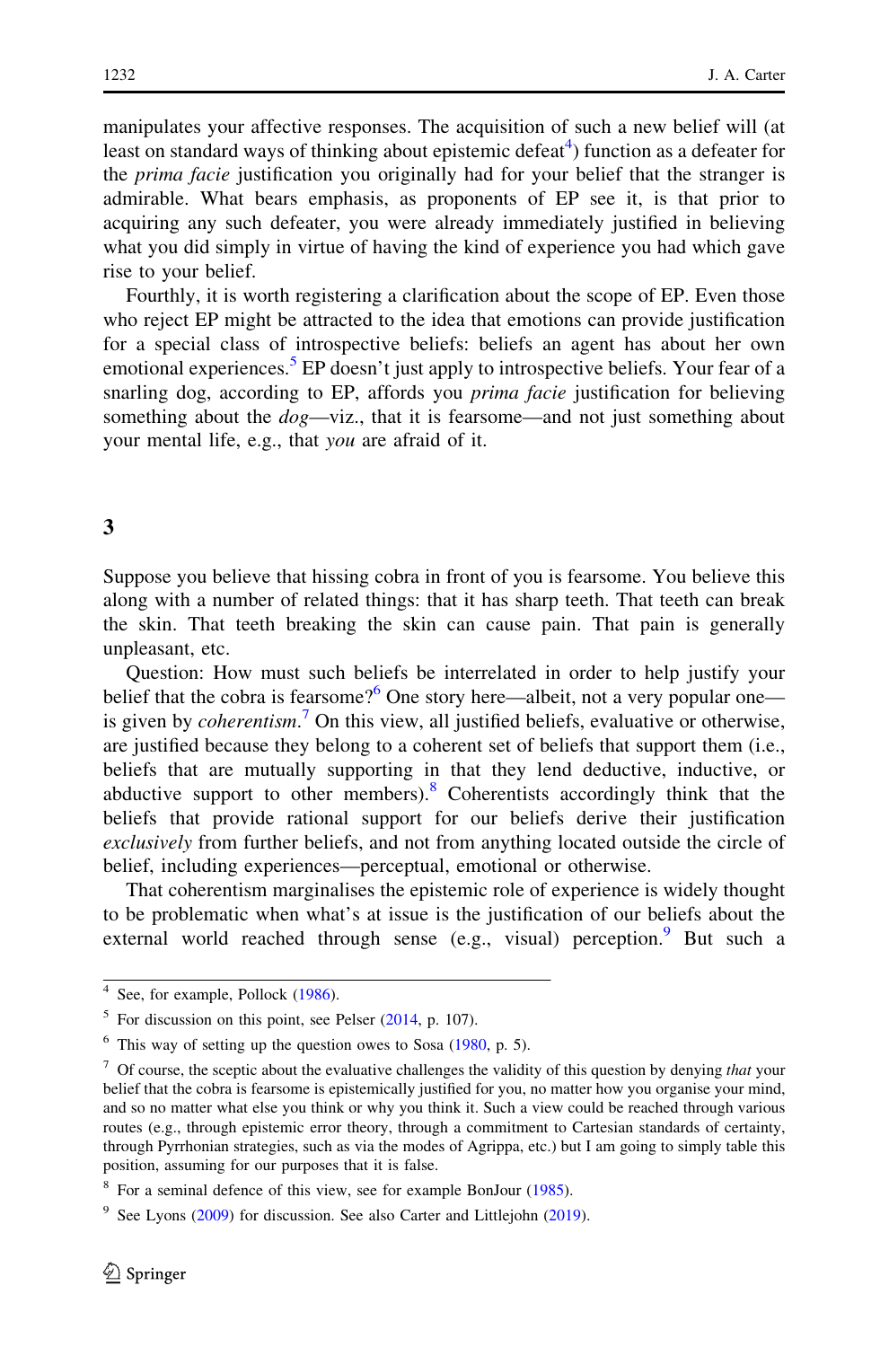manipulates your affective responses. The acquisition of such a new belief will (at least on standard ways of thinking about epistemic defeat[4]) function as a defeater for the *prima facie* justification you originally had for your belief that the stranger is admirable. What bears emphasis, as proponents of EP see it, is that prior to acquiring any such defeater, you were already immediately justified in believing what you did simply in virtue of having the kind of experience you had which gave rise to your belief.

Fourthly, it is worth registering a clarification about the scope of EP. Even those who reject EP might be attracted to the idea that emotions can provide justification for a special class of introspective beliefs: beliefs an agent has about her own emotional experiences.[5] EP doesn't just apply to introspective beliefs. Your fear of a snarling dog, according to EP, affords you *prima facie* justification for believing something about the *dog*—viz., that it is fearsome—and not just something about your mental life, e.g., that *you* are afraid of it.

## 3

Suppose you believe that hissing cobra in front of you is fearsome. You believe this along with a number of related things: that it has sharp teeth. That teeth can break the skin. That teeth breaking the skin can cause pain. That pain is generally unpleasant, etc.

Question: How must such beliefs be interrelated in order to help justify your belief that the cobra is fearsome?[6] One story here—albeit, not a very popular one—is given by *coherentism*.[7] On this view, all justified beliefs, evaluative or otherwise, are justified because they belong to a coherent set of beliefs that support them (i.e., beliefs that are mutually supporting in that they lend deductive, inductive, or abductive support to other members).[8] Coherentists accordingly think that the beliefs that provide rational support for our beliefs derive their justification *exclusively* from further beliefs, and not from anything located outside the circle of belief, including experiences—perceptual, emotional or otherwise.

That coherentism marginalises the epistemic role of experience is widely thought to be problematic when what's at issue is the justification of our beliefs about the external world reached through sense (e.g., visual) perception.[9] But such a

---

[4] See, for example, Pollock (1986).

[5] For discussion on this point, see Pelser (2014, p. 107).

[6] This way of setting up the question owes to Sosa (1980, p. 5).

[7] Of course, the sceptic about the evaluative challenges the validity of this question by denying *that* your belief that the cobra is fearsome is epistemically justified for you, no matter how you organise your mind, and so no matter what else you think or why you think it. Such a view could be reached through various routes (e.g., through epistemic error theory, through a commitment to Cartesian standards of certainty, through Pyrrhonian strategies, such as via the modes of Agrippa, etc.) but I am going to simply table this position, assuming for our purposes that it is false.

[8] For a seminal defence of this view, see for example BonJour (1985).

[9] See Lyons (2009) for discussion. See also Carter and Littlejohn (2019).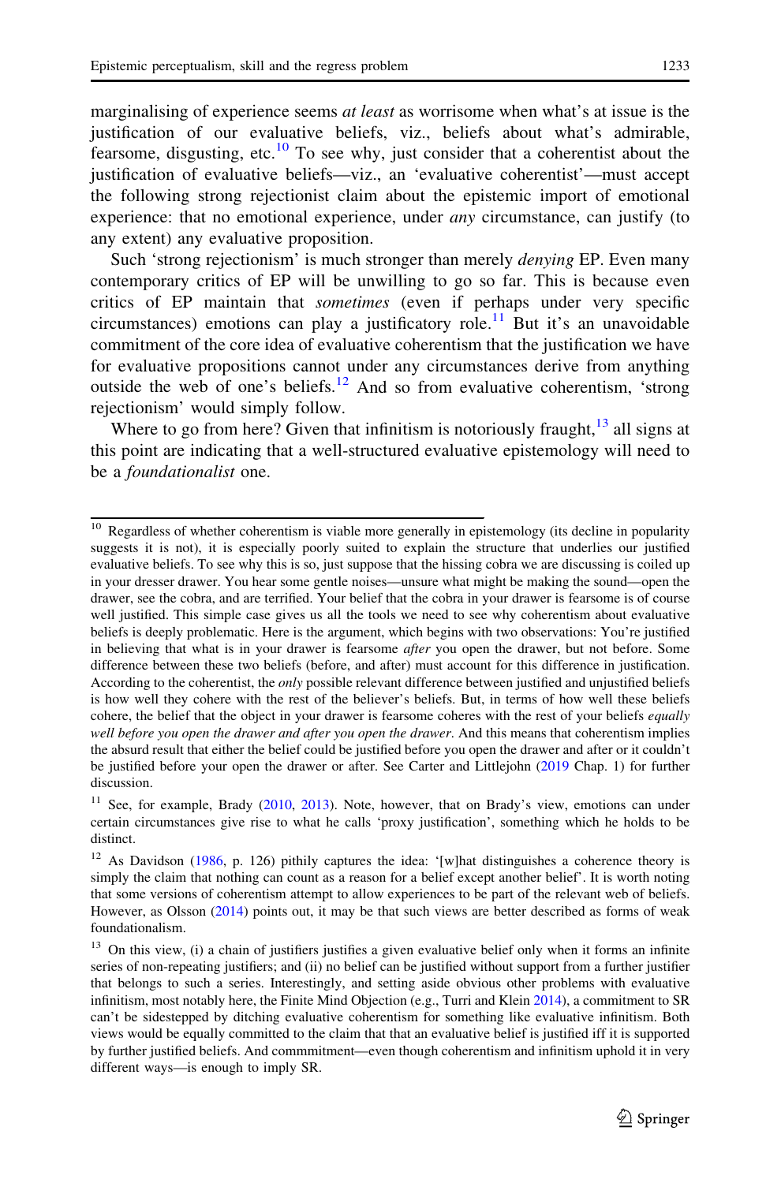marginalising of experience seems *at least* as worrisome when what's at issue is the justification of our evaluative beliefs, viz., beliefs about what's admirable, fearsome, disgusting, etc.[10] To see why, just consider that a coherentist about the justification of evaluative beliefs—viz., an 'evaluative coherentist'—must accept the following strong rejectionist claim about the epistemic import of emotional experience: that no emotional experience, under *any* circumstance, can justify (to any extent) any evaluative proposition.

Such 'strong rejectionism' is much stronger than merely *denying* EP. Even many contemporary critics of EP will be unwilling to go so far. This is because even critics of EP maintain that *sometimes* (even if perhaps under very specific circumstances) emotions can play a justificatory role.[11] But it's an unavoidable commitment of the core idea of evaluative coherentism that the justification we have for evaluative propositions cannot under any circumstances derive from anything outside the web of one's beliefs.[12] And so from evaluative coherentism, 'strong rejectionism' would simply follow.

Where to go from here? Given that infinitism is notoriously fraught,[13] all signs at this point are indicating that a well-structured evaluative epistemology will need to be a *foundationalist* one.

---

[10] Regardless of whether coherentism is viable more generally in epistemology (its decline in popularity suggests it is not), it is especially poorly suited to explain the structure that underlies our justified evaluative beliefs. To see why this is so, just suppose that the hissing cobra we are discussing is coiled up in your dresser drawer. You hear some gentle noises—unsure what might be making the sound—open the drawer, see the cobra, and are terrified. Your belief that the cobra in your drawer is fearsome is of course well justified. This simple case gives us all the tools we need to see why coherentism about evaluative beliefs is deeply problematic. Here is the argument, which begins with two observations: You're justified in believing that what is in your drawer is fearsome *after* you open the drawer, but not before. Some difference between these two beliefs (before, and after) must account for this difference in justification. According to the coherentist, the *only* possible relevant difference between justified and unjustified beliefs is how well they cohere with the rest of the believer's beliefs. But, in terms of how well these beliefs cohere, the belief that the object in your drawer is fearsome coheres with the rest of your beliefs *equally well before you open the drawer and after you open the drawer*. And this means that coherentism implies the absurd result that either the belief could be justified before you open the drawer and after or it couldn't be justified before your open the drawer or after. See Carter and Littlejohn (2019 Chap. 1) for further discussion.

[11] See, for example, Brady (2010, 2013). Note, however, that on Brady's view, emotions can under certain circumstances give rise to what he calls 'proxy justification', something which he holds to be distinct.

[12] As Davidson (1986, p. 126) pithily captures the idea: '[w]hat distinguishes a coherence theory is simply the claim that nothing can count as a reason for a belief except another belief'. It is worth noting that some versions of coherentism attempt to allow experiences to be part of the relevant web of beliefs. However, as Olsson (2014) points out, it may be that such views are better described as forms of weak foundationalism.

[13] On this view, (i) a chain of justifiers justifies a given evaluative belief only when it forms an infinite series of non-repeating justifiers; and (ii) no belief can be justified without support from a further justifier that belongs to such a series. Interestingly, and setting aside obvious other problems with evaluative infinitism, most notably here, the Finite Mind Objection (e.g., Turri and Klein 2014), a commitment to SR can't be sidestepped by ditching evaluative coherentism for something like evaluative infinitism. Both views would be equally committed to the claim that that an evaluative belief is justified iff it is supported by further justified beliefs. And commmitment—even though coherentism and infinitism uphold it in very different ways—is enough to imply SR.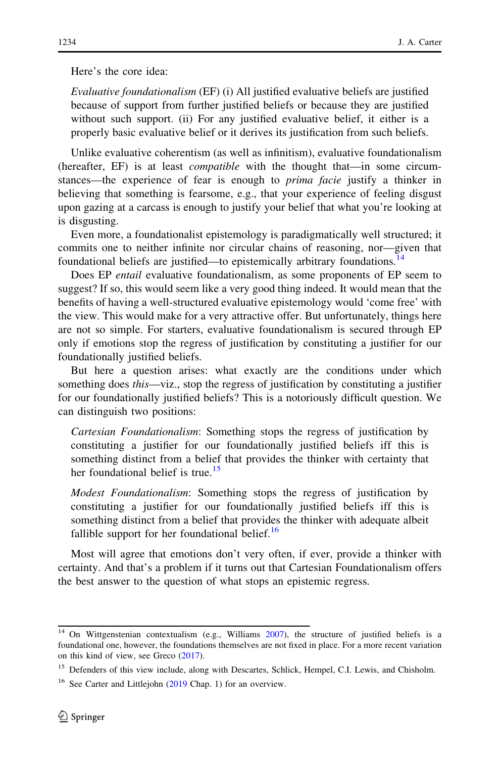Here's the core idea:

> *Evaluative foundationalism* (EF) (i) All justified evaluative beliefs are justified because of support from further justified beliefs or because they are justified without such support. (ii) For any justified evaluative belief, it either is a properly basic evaluative belief or it derives its justification from such beliefs.

Unlike evaluative coherentism (as well as infinitism), evaluative foundationalism (hereafter, EF) is at least *compatible* with the thought that—in some circumstances—the experience of fear is enough to *prima facie* justify a thinker in believing that something is fearsome, e.g., that your experience of feeling disgust upon gazing at a carcass is enough to justify your belief that what you're looking at is disgusting.

Even more, a foundationalist epistemology is paradigmatically well structured; it commits one to neither infinite nor circular chains of reasoning, nor—given that foundational beliefs are justified—to epistemically arbitrary foundations.[14]

Does EP *entail* evaluative foundationalism, as some proponents of EP seem to suggest? If so, this would seem like a very good thing indeed. It would mean that the benefits of having a well-structured evaluative epistemology would 'come free' with the view. This would make for a very attractive offer. But unfortunately, things here are not so simple. For starters, evaluative foundationalism is secured through EP only if emotions stop the regress of justification by constituting a justifier for our foundationally justified beliefs.

But here a question arises: what exactly are the conditions under which something does *this*—viz., stop the regress of justification by constituting a justifier for our foundationally justified beliefs? This is a notoriously difficult question. We can distinguish two positions:

> *Cartesian Foundationalism*: Something stops the regress of justification by constituting a justifier for our foundationally justified beliefs iff this is something distinct from a belief that provides the thinker with certainty that her foundational belief is true.[15]

> *Modest Foundationalism*: Something stops the regress of justification by constituting a justifier for our foundationally justified beliefs iff this is something distinct from a belief that provides the thinker with adequate albeit fallible support for her foundational belief.[16]

Most will agree that emotions don't very often, if ever, provide a thinker with certainty. And that's a problem if it turns out that Cartesian Foundationalism offers the best answer to the question of what stops an epistemic regress.

---

[14] On Wittgensteinian contextualism (e.g., Williams 2007), the structure of justified beliefs is a foundational one, however, the foundations themselves are not fixed in place. For a more recent variation on this kind of view, see Greco (2017).

[15] Defenders of this view include, along with Descartes, Schlick, Hempel, C.I. Lewis, and Chisholm.

[16] See Carter and Littlejohn (2019 Chap. 1) for an overview.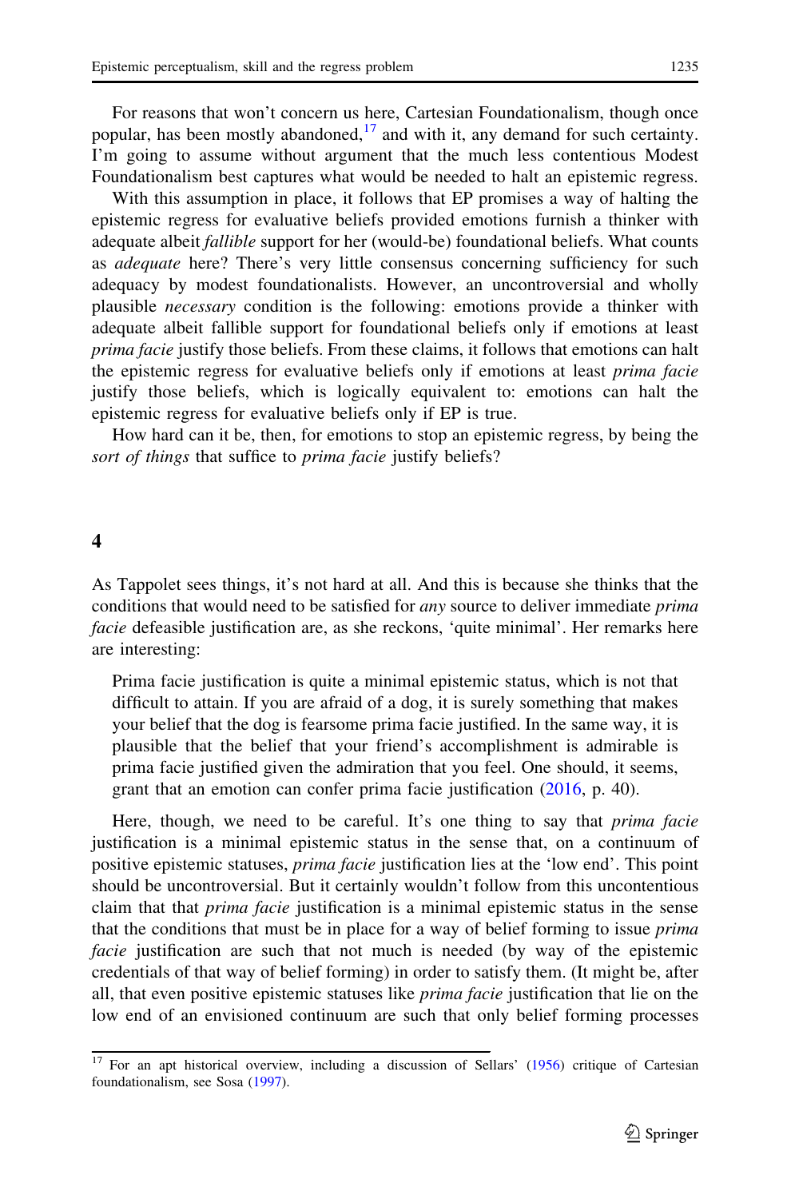For reasons that won't concern us here, Cartesian Foundationalism, though once popular, has been mostly abandoned,[17] and with it, any demand for such certainty. I'm going to assume without argument that the much less contentious Modest Foundationalism best captures what would be needed to halt an epistemic regress.

With this assumption in place, it follows that EP promises a way of halting the epistemic regress for evaluative beliefs provided emotions furnish a thinker with adequate albeit *fallible* support for her (would-be) foundational beliefs. What counts as *adequate* here? There's very little consensus concerning sufficiency for such adequacy by modest foundationalists. However, an uncontroversial and wholly plausible *necessary* condition is the following: emotions provide a thinker with adequate albeit fallible support for foundational beliefs only if emotions at least *prima facie* justify those beliefs. From these claims, it follows that emotions can halt the epistemic regress for evaluative beliefs only if emotions at least *prima facie* justify those beliefs, which is logically equivalent to: emotions can halt the epistemic regress for evaluative beliefs only if EP is true.

How hard can it be, then, for emotions to stop an epistemic regress, by being the *sort of things* that suffice to *prima facie* justify beliefs?

## 4

As Tappolet sees things, it's not hard at all. And this is because she thinks that the conditions that would need to be satisfied for *any* source to deliver immediate *prima facie* defeasible justification are, as she reckons, 'quite minimal'. Her remarks here are interesting:

> Prima facie justification is quite a minimal epistemic status, which is not that difficult to attain. If you are afraid of a dog, it is surely something that makes your belief that the dog is fearsome prima facie justified. In the same way, it is plausible that the belief that your friend's accomplishment is admirable is prima facie justified given the admiration that you feel. One should, it seems, grant that an emotion can confer prima facie justification (2016, p. 40).

Here, though, we need to be careful. It's one thing to say that *prima facie* justification is a minimal epistemic status in the sense that, on a continuum of positive epistemic statuses, *prima facie* justification lies at the 'low end'. This point should be uncontroversial. But it certainly wouldn't follow from this uncontentious claim that *prima facie* justification is a minimal epistemic status in the sense that the conditions that must be in place for a way of belief forming to issue *prima facie* justification are such that not much is needed (by way of the epistemic credentials of that way of belief forming) in order to satisfy them. (It might be, after all, that even positive epistemic statuses like *prima facie* justification that lie on the low end of an envisioned continuum are such that only belief forming processes

[17] For an apt historical overview, including a discussion of Sellars' (1956) critique of Cartesian foundationalism, see Sosa (1997).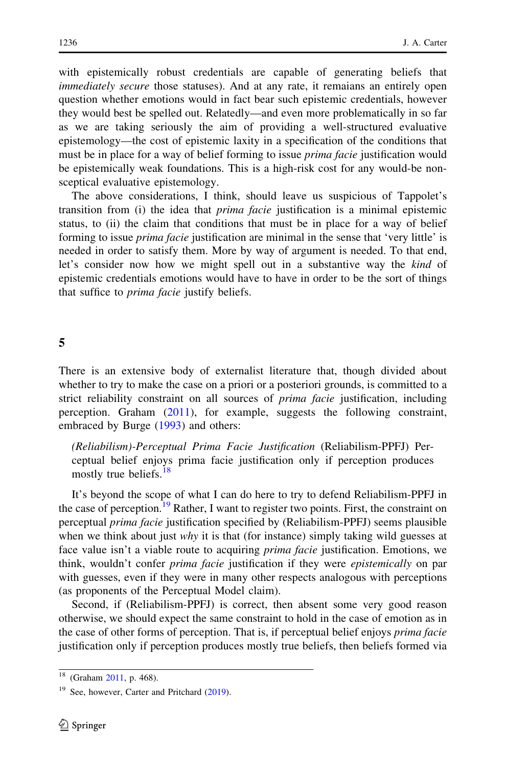with epistemically robust credentials are capable of generating beliefs that *immediately secure* those statuses). And at any rate, it remaians an entirely open question whether emotions would in fact bear such epistemic credentials, however they would best be spelled out. Relatedly—and even more problematically in so far as we are taking seriously the aim of providing a well-structured evaluative epistemology—the cost of epistemic laxity in a specification of the conditions that must be in place for a way of belief forming to issue *prima facie* justification would be epistemically weak foundations. This is a high-risk cost for any would-be non-sceptical evaluative epistemology.

The above considerations, I think, should leave us suspicious of Tappolet's transition from (i) the idea that *prima facie* justification is a minimal epistemic status, to (ii) the claim that conditions that must be in place for a way of belief forming to issue *prima facie* justification are minimal in the sense that 'very little' is needed in order to satisfy them. More by way of argument is needed. To that end, let's consider now how we might spell out in a substantive way the *kind* of epistemic credentials emotions would have to have in order to be the sort of things that suffice to *prima facie* justify beliefs.

## 5

There is an extensive body of externalist literature that, though divided about whether to try to make the case on a priori or a posteriori grounds, is committed to a strict reliability constraint on all sources of *prima facie* justification, including perception. Graham (2011), for example, suggests the following constraint, embraced by Burge (1993) and others:

> *(Reliabilism)-Perceptual Prima Facie Justification* (Reliabilism-PPFJ) Perceptual belief enjoys prima facie justification only if perception produces mostly true beliefs.[18]

It's beyond the scope of what I can do here to try to defend Reliabilism-PPFJ in the case of perception.[19] Rather, I want to register two points. First, the constraint on perceptual *prima facie* justification specified by (Reliabilism-PPFJ) seems plausible when we think about just *why* it is that (for instance) simply taking wild guesses at face value isn't a viable route to acquiring *prima facie* justification. Emotions, we think, wouldn't confer *prima facie* justification if they were *epistemically* on par with guesses, even if they were in many other respects analogous with perceptions (as proponents of the Perceptual Model claim).

Second, if (Reliabilism-PPFJ) is correct, then absent some very good reason otherwise, we should expect the same constraint to hold in the case of emotion as in the case of other forms of perception. That is, if perceptual belief enjoys *prima facie* justification only if perception produces mostly true beliefs, then beliefs formed via

---

[18] (Graham 2011, p. 468).

[19] See, however, Carter and Pritchard (2019).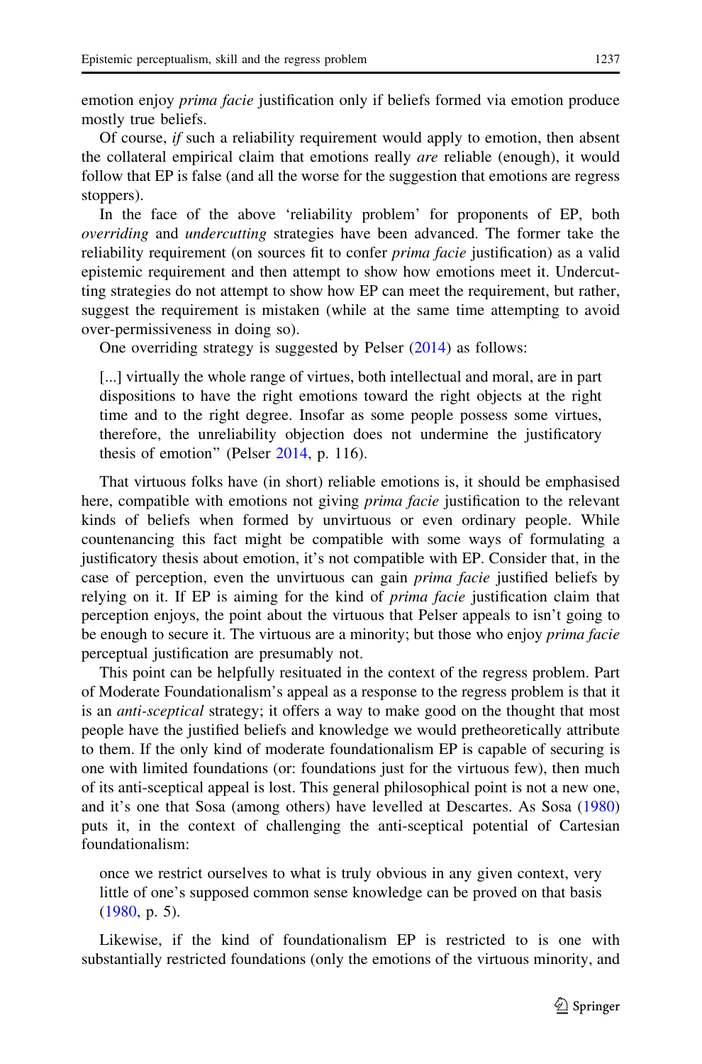emotion enjoy *prima facie* justification only if beliefs formed via emotion produce mostly true beliefs.

Of course, *if* such a reliability requirement would apply to emotion, then absent the collateral empirical claim that emotions really *are* reliable (enough), it would follow that EP is false (and all the worse for the suggestion that emotions are regress stoppers).

In the face of the above 'reliability problem' for proponents of EP, both *overriding* and *undercutting* strategies have been advanced. The former take the reliability requirement (on sources fit to confer *prima facie* justification) as a valid epistemic requirement and then attempt to show how emotions meet it. Undercutting strategies do not attempt to show how EP can meet the requirement, but rather, suggest the requirement is mistaken (while at the same time attempting to avoid over-permissiveness in doing so).

One overriding strategy is suggested by Pelser (2014) as follows:

> [...] virtually the whole range of virtues, both intellectual and moral, are in part dispositions to have the right emotions toward the right objects at the right time and to the right degree. Insofar as some people possess some virtues, therefore, the unreliability objection does not undermine the justificatory thesis of emotion" (Pelser 2014, p. 116).

That virtuous folks have (in short) reliable emotions is, it should be emphasised here, compatible with emotions not giving *prima facie* justification to the relevant kinds of beliefs when formed by unvirtuous or even ordinary people. While countenancing this fact might be compatible with some ways of formulating a justificatory thesis about emotion, it's not compatible with EP. Consider that, in the case of perception, even the unvirtuous can gain *prima facie* justified beliefs by relying on it. If EP is aiming for the kind of *prima facie* justification claim that perception enjoys, the point about the virtuous that Pelser appeals to isn't going to be enough to secure it. The virtuous are a minority; but those who enjoy *prima facie* perceptual justification are presumably not.

This point can be helpfully resituated in the context of the regress problem. Part of Moderate Foundationalism's appeal as a response to the regress problem is that it is an *anti-sceptical* strategy; it offers a way to make good on the thought that most people have the justified beliefs and knowledge we would pretheoretically attribute to them. If the only kind of moderate foundationalism EP is capable of securing is one with limited foundations (or: foundations just for the virtuous few), then much of its anti-sceptical appeal is lost. This general philosophical point is not a new one, and it's one that Sosa (among others) have levelled at Descartes. As Sosa (1980) puts it, in the context of challenging the anti-sceptical potential of Cartesian foundationalism:

> once we restrict ourselves to what is truly obvious in any given context, very little of one's supposed common sense knowledge can be proved on that basis (1980, p. 5).

Likewise, if the kind of foundationalism EP is restricted to is one with substantially restricted foundations (only the emotions of the virtuous minority, and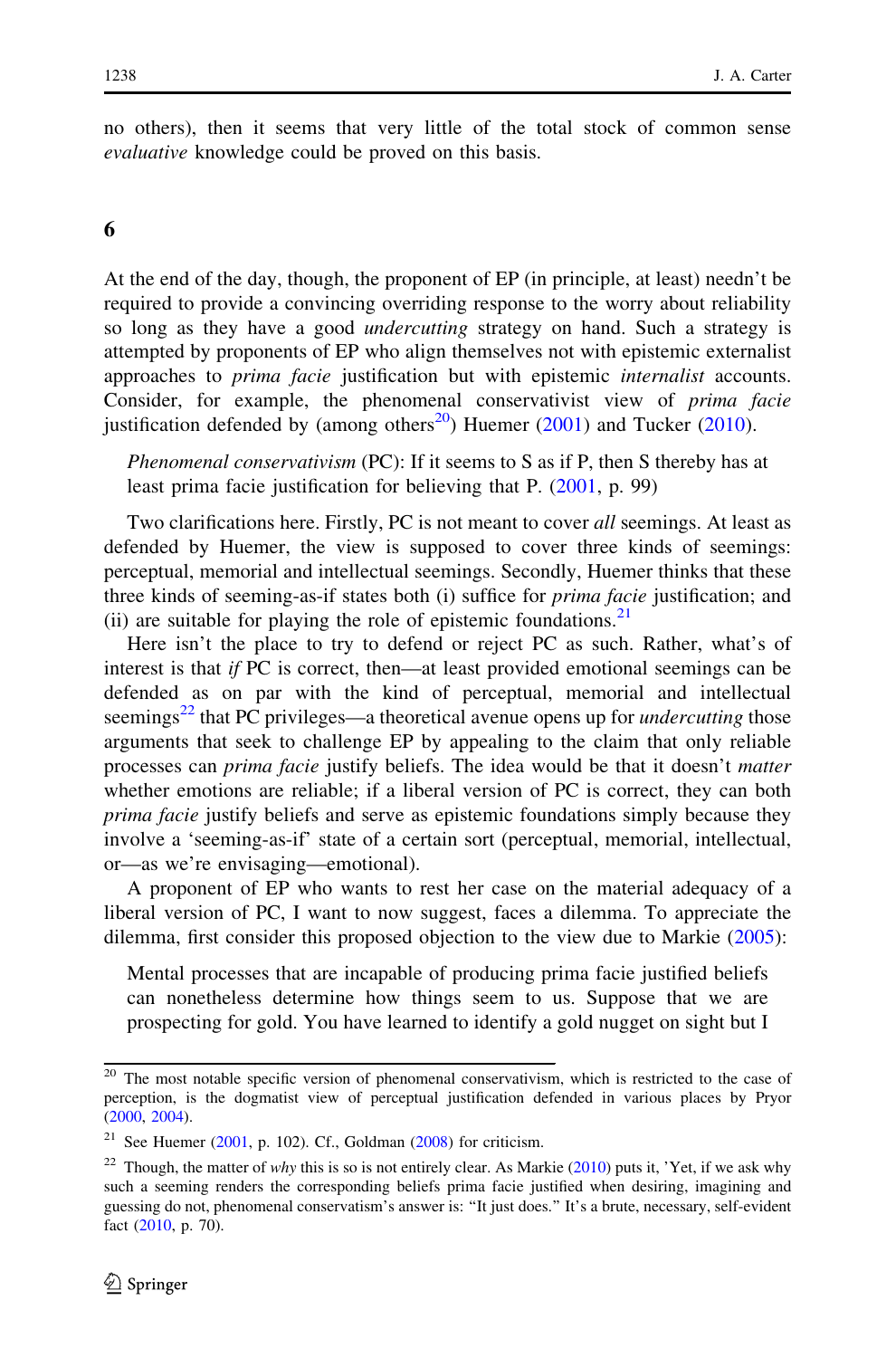no others), then it seems that very little of the total stock of common sense *evaluative* knowledge could be proved on this basis.

## 6

At the end of the day, though, the proponent of EP (in principle, at least) needn't be required to provide a convincing overriding response to the worry about reliability so long as they have a good *undercutting* strategy on hand. Such a strategy is attempted by proponents of EP who align themselves not with epistemic externalist approaches to *prima facie* justification but with epistemic *internalist* accounts. Consider, for example, the phenomenal conservativist view of *prima facie* justification defended by (among others[20]) Huemer (2001) and Tucker (2010).

> *Phenomenal conservativism* (PC): If it seems to S as if P, then S thereby has at least prima facie justification for believing that P. (2001, p. 99)

Two clarifications here. Firstly, PC is not meant to cover *all* seemings. At least as defended by Huemer, the view is supposed to cover three kinds of seemings: perceptual, memorial and intellectual seemings. Secondly, Huemer thinks that these three kinds of seeming-as-if states both (i) suffice for *prima facie* justification; and (ii) are suitable for playing the role of epistemic foundations.[21]

Here isn't the place to try to defend or reject PC as such. Rather, what's of interest is that *if* PC is correct, then—at least provided emotional seemings can be defended as on par with the kind of perceptual, memorial and intellectual seemings[22] that PC privileges—a theoretical avenue opens up for *undercutting* those arguments that seek to challenge EP by appealing to the claim that only reliable processes can *prima facie* justify beliefs. The idea would be that it doesn't *matter* whether emotions are reliable; if a liberal version of PC is correct, they can both *prima facie* justify beliefs and serve as epistemic foundations simply because they involve a 'seeming-as-if' state of a certain sort (perceptual, memorial, intellectual, or—as we're envisaging—emotional).

A proponent of EP who wants to rest her case on the material adequacy of a liberal version of PC, I want to now suggest, faces a dilemma. To appreciate the dilemma, first consider this proposed objection to the view due to Markie (2005):

> Mental processes that are incapable of producing prima facie justified beliefs can nonetheless determine how things seem to us. Suppose that we are prospecting for gold. You have learned to identify a gold nugget on sight but I

---

[20] The most notable specific version of phenomenal conservativism, which is restricted to the case of perception, is the dogmatist view of perceptual justification defended in various places by Pryor (2000, 2004).

[21] See Huemer (2001, p. 102). Cf., Goldman (2008) for criticism.

[22] Though, the matter of *why* this is so is not entirely clear. As Markie (2010) puts it, 'Yet, if we ask why such a seeming renders the corresponding beliefs prima facie justified when desiring, imagining and guessing do not, phenomenal conservatism's answer is: "It just does." It's a brute, necessary, self-evident fact (2010, p. 70).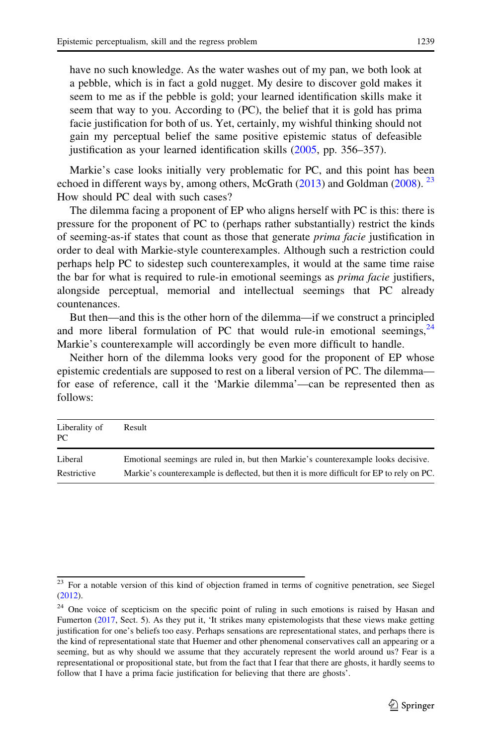have no such knowledge. As the water washes out of my pan, we both look at a pebble, which is in fact a gold nugget. My desire to discover gold makes it seem to me as if the pebble is gold; your learned identification skills make it seem that way to you. According to (PC), the belief that it is gold has prima facie justification for both of us. Yet, certainly, my wishful thinking should not gain my perceptual belief the same positive epistemic status of defeasible justification as your learned identification skills (2005, pp. 356–357).

Markie's case looks initially very problematic for PC, and this point has been echoed in different ways by, among others, McGrath (2013) and Goldman (2008).[23] How should PC deal with such cases?

The dilemma facing a proponent of EP who aligns herself with PC is this: there is pressure for the proponent of PC to (perhaps rather substantially) restrict the kinds of seeming-as-if states that count as those that generate *prima facie* justification in order to deal with Markie-style counterexamples. Although such a restriction could perhaps help PC to sidestep such counterexamples, it would at the same time raise the bar for what is required to rule-in emotional seemings as *prima facie* justifiers, alongside perceptual, memorial and intellectual seemings that PC already countenances.

But then—and this is the other horn of the dilemma—if we construct a principled and more liberal formulation of PC that would rule-in emotional seemings,[24] Markie's counterexample will accordingly be even more difficult to handle.

Neither horn of the dilemma looks very good for the proponent of EP whose epistemic credentials are supposed to rest on a liberal version of PC. The dilemma—for ease of reference, call it the 'Markie dilemma'—can be represented then as follows:

| Liberality of PC | Result |
| --- | --- |
| Liberal | Emotional seemings are ruled in, but then Markie's counterexample looks decisive. |
| Restrictive | Markie's counterexample is deflected, but then it is more difficult for EP to rely on PC. |

[23] For a notable version of this kind of objection framed in terms of cognitive penetration, see Siegel (2012).

[24] One voice of scepticism on the specific point of ruling in such emotions is raised by Hasan and Fumerton (2017, Sect. 5). As they put it, 'It strikes many epistemologists that these views make getting justification for one's beliefs too easy. Perhaps sensations are representational states, and perhaps there is the kind of representational state that Huemer and other phenomenal conservatives call an appearing or a seeming, but as why should we assume that they accurately represent the world around us? Fear is a representational or propositional state, but from the fact that I fear that there are ghosts, it hardly seems to follow that I have a prima facie justification for believing that there are ghosts'.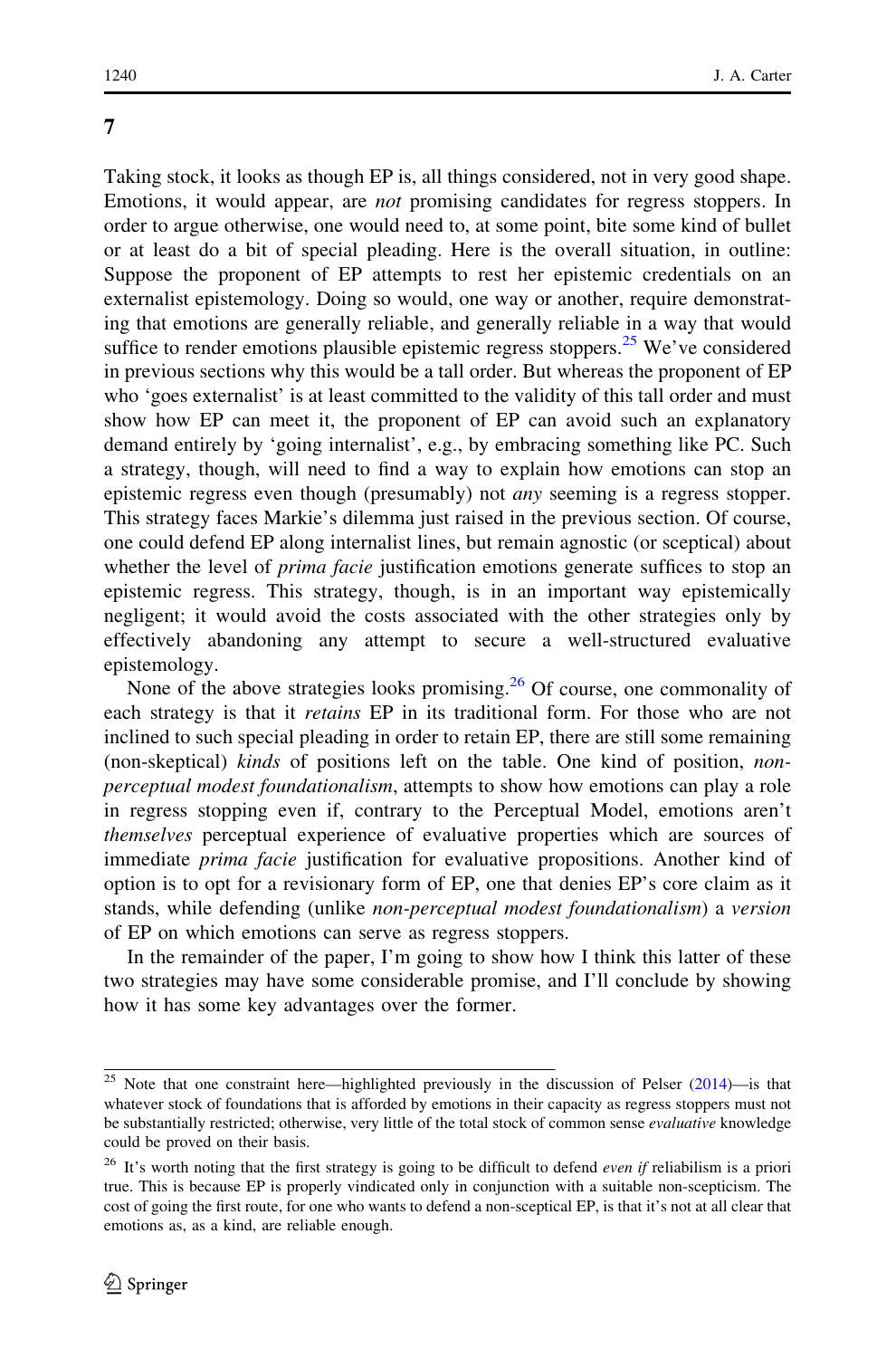## 7

Taking stock, it looks as though EP is, all things considered, not in very good shape. Emotions, it would appear, are *not* promising candidates for regress stoppers. In order to argue otherwise, one would need to, at some point, bite some kind of bullet or at least do a bit of special pleading. Here is the overall situation, in outline: Suppose the proponent of EP attempts to rest her epistemic credentials on an externalist epistemology. Doing so would, one way or another, require demonstrating that emotions are generally reliable, and generally reliable in a way that would suffice to render emotions plausible epistemic regress stoppers.[25] We've considered in previous sections why this would be a tall order. But whereas the proponent of EP who 'goes externalist' is at least committed to the validity of this tall order and must show how EP can meet it, the proponent of EP can avoid such an explanatory demand entirely by 'going internalist', e.g., by embracing something like PC. Such a strategy, though, will need to find a way to explain how emotions can stop an epistemic regress even though (presumably) not *any* seeming is a regress stopper. This strategy faces Markie's dilemma just raised in the previous section. Of course, one could defend EP along internalist lines, but remain agnostic (or sceptical) about whether the level of *prima facie* justification emotions generate suffices to stop an epistemic regress. This strategy, though, is in an important way epistemically negligent; it would avoid the costs associated with the other strategies only by effectively abandoning any attempt to secure a well-structured evaluative epistemology.

None of the above strategies looks promising.[26] Of course, one commonality of each strategy is that it *retains* EP in its traditional form. For those who are not inclined to such special pleading in order to retain EP, there are still some remaining (non-skeptical) *kinds* of positions left on the table. One kind of position, *non-perceptual modest foundationalism*, attempts to show how emotions can play a role in regress stopping even if, contrary to the Perceptual Model, emotions aren't *themselves* perceptual experience of evaluative properties which are sources of immediate *prima facie* justification for evaluative propositions. Another kind of option is to opt for a revisionary form of EP, one that denies EP's core claim as it stands, while defending (unlike *non-perceptual modest foundationalism*) a *version* of EP on which emotions can serve as regress stoppers.

In the remainder of the paper, I'm going to show how I think this latter of these two strategies may have some considerable promise, and I'll conclude by showing how it has some key advantages over the former.

---

[25] Note that one constraint here—highlighted previously in the discussion of Pelser (2014)—is that whatever stock of foundations that is afforded by emotions in their capacity as regress stoppers must not be substantially restricted; otherwise, very little of the total stock of common sense *evaluative* knowledge could be proved on their basis.

[26] It's worth noting that the first strategy is going to be difficult to defend *even if* reliabilism is a priori true. This is because EP is properly vindicated only in conjunction with a suitable non-scepticism. The cost of going the first route, for one who wants to defend a non-sceptical EP, is that it's not at all clear that emotions as, as a kind, are reliable enough.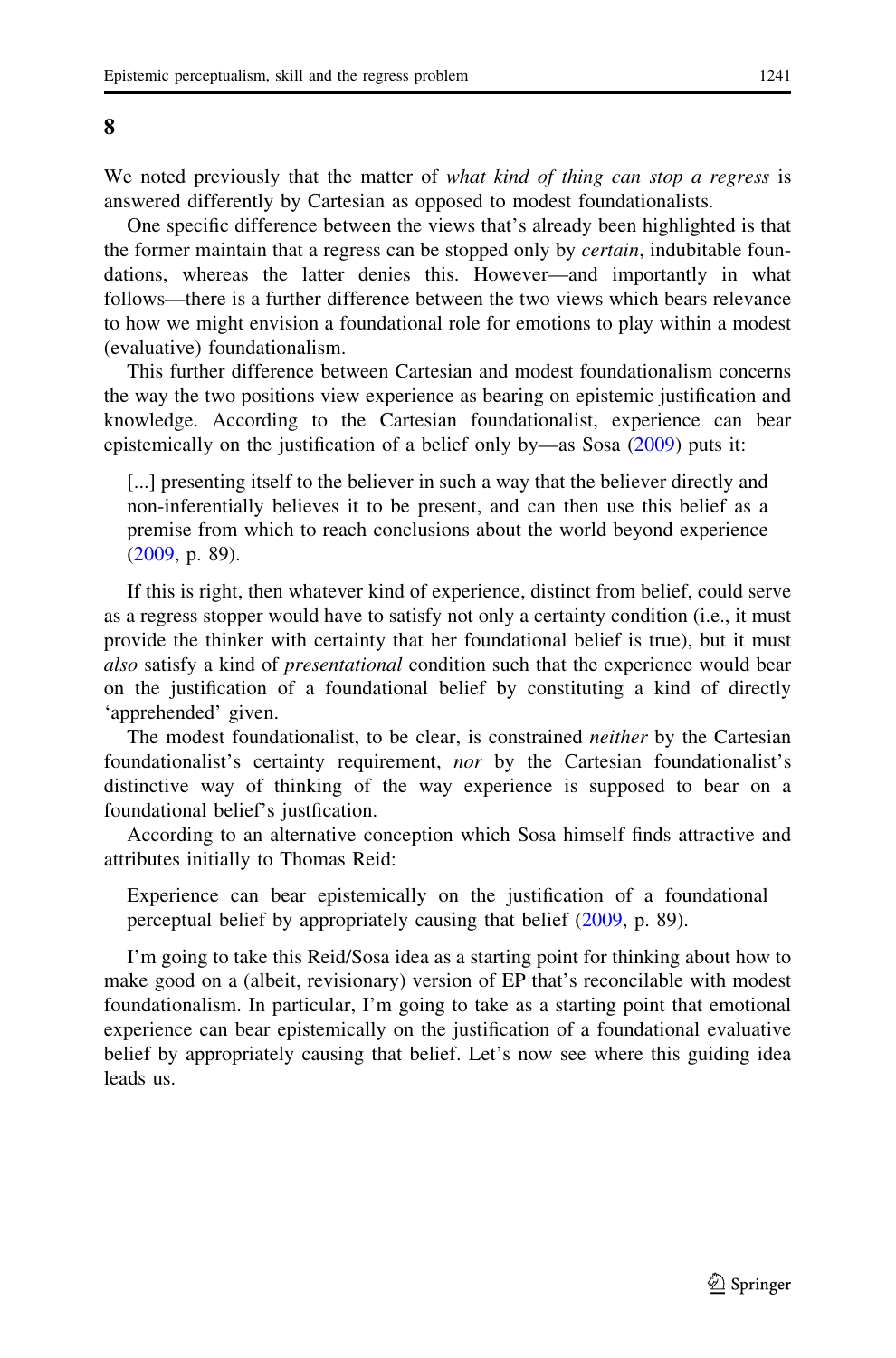## 8

We noted previously that the matter of *what kind of thing can stop a regress* is answered differently by Cartesian as opposed to modest foundationalists.

One specific difference between the views that's already been highlighted is that the former maintain that a regress can be stopped only by *certain*, indubitable foundations, whereas the latter denies this. However—and importantly in what follows—there is a further difference between the two views which bears relevance to how we might envision a foundational role for emotions to play within a modest (evaluative) foundationalism.

This further difference between Cartesian and modest foundationalism concerns the way the two positions view experience as bearing on epistemic justification and knowledge. According to the Cartesian foundationalist, experience can bear epistemically on the justification of a belief only by—as Sosa (2009) puts it:

> [...] presenting itself to the believer in such a way that the believer directly and non-inferentially believes it to be present, and can then use this belief as a premise from which to reach conclusions about the world beyond experience (2009, p. 89).

If this is right, then whatever kind of experience, distinct from belief, could serve as a regress stopper would have to satisfy not only a certainty condition (i.e., it must provide the thinker with certainty that her foundational belief is true), but it must *also* satisfy a kind of *presentational* condition such that the experience would bear on the justification of a foundational belief by constituting a kind of directly 'apprehended' given.

The modest foundationalist, to be clear, is constrained *neither* by the Cartesian foundationalist's certainty requirement, *nor* by the Cartesian foundationalist's distinctive way of thinking of the way experience is supposed to bear on a foundational belief's justfication.

According to an alternative conception which Sosa himself finds attractive and attributes initially to Thomas Reid:

> Experience can bear epistemically on the justification of a foundational perceptual belief by appropriately causing that belief (2009, p. 89).

I'm going to take this Reid/Sosa idea as a starting point for thinking about how to make good on a (albeit, revisionary) version of EP that's reconcilable with modest foundationalism. In particular, I'm going to take as a starting point that emotional experience can bear epistemically on the justification of a foundational evaluative belief by appropriately causing that belief. Let's now see where this guiding idea leads us.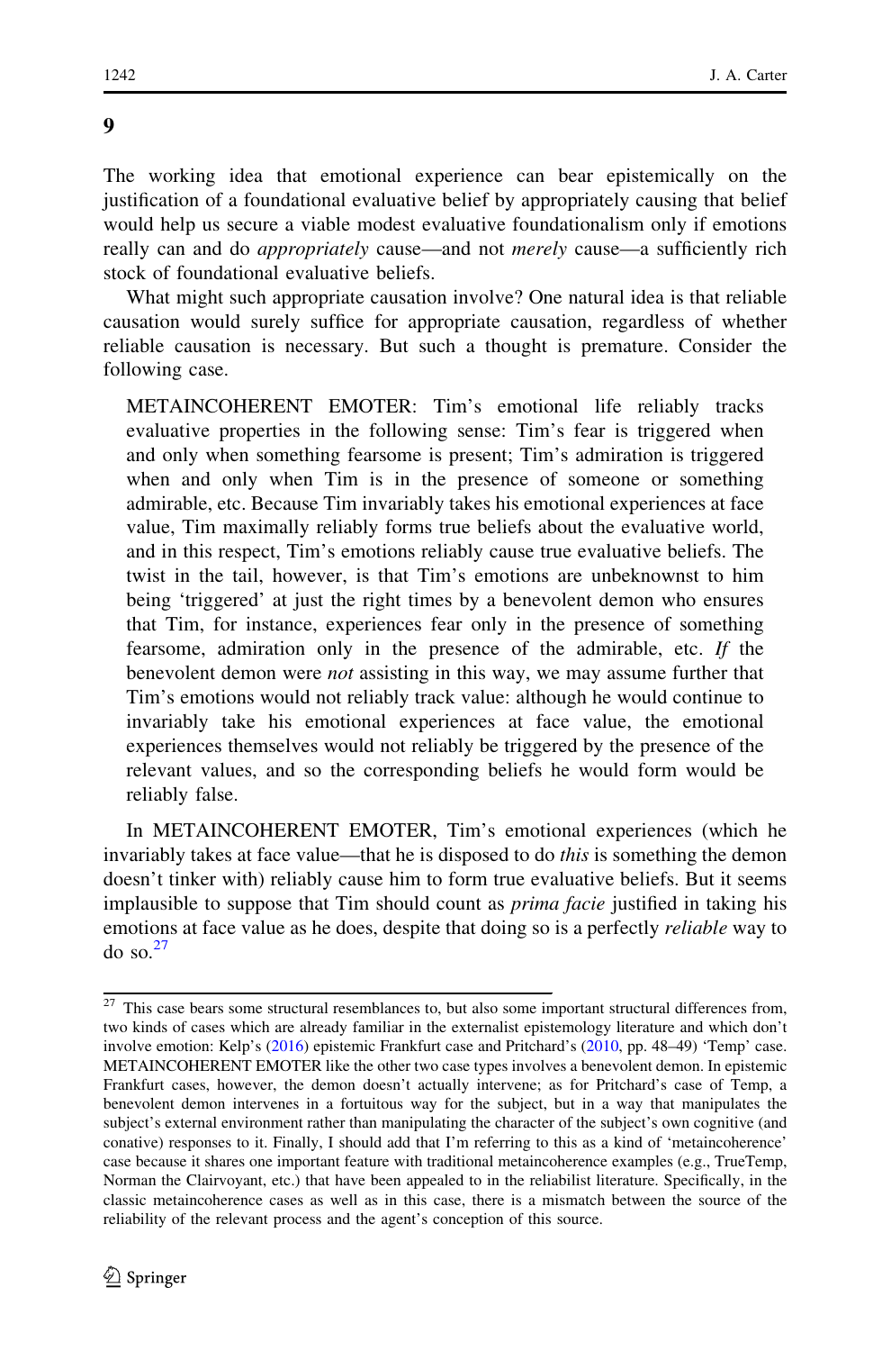## 9

The working idea that emotional experience can bear epistemically on the justification of a foundational evaluative belief by appropriately causing that belief would help us secure a viable modest evaluative foundationalism only if emotions really can and do *appropriately* cause—and not *merely* cause—a sufficiently rich stock of foundational evaluative beliefs.

What might such appropriate causation involve? One natural idea is that reliable causation would surely suffice for appropriate causation, regardless of whether reliable causation is necessary. But such a thought is premature. Consider the following case.

> METAINCOHERENT EMOTER: Tim's emotional life reliably tracks evaluative properties in the following sense: Tim's fear is triggered when and only when something fearsome is present; Tim's admiration is triggered when and only when Tim is in the presence of someone or something admirable, etc. Because Tim invariably takes his emotional experiences at face value, Tim maximally reliably forms true beliefs about the evaluative world, and in this respect, Tim's emotions reliably cause true evaluative beliefs. The twist in the tail, however, is that Tim's emotions are unbeknownst to him being 'triggered' at just the right times by a benevolent demon who ensures that Tim, for instance, experiences fear only in the presence of something fearsome, admiration only in the presence of the admirable, etc. *If* the benevolent demon were *not* assisting in this way, we may assume further that Tim's emotions would not reliably track value: although he would continue to invariably take his emotional experiences at face value, the emotional experiences themselves would not reliably be triggered by the presence of the relevant values, and so the corresponding beliefs he would form would be reliably false.

In METAINCOHERENT EMOTER, Tim's emotional experiences (which he invariably takes at face value—that he is disposed to do *this* is something the demon doesn't tinker with) reliably cause him to form true evaluative beliefs. But it seems implausible to suppose that Tim should count as *prima facie* justified in taking his emotions at face value as he does, despite that doing so is a perfectly *reliable* way to do so.[27]

[27] This case bears some structural resemblances to, but also some important structural differences from, two kinds of cases which are already familiar in the externalist epistemology literature and which don't involve emotion: Kelp's (2016) epistemic Frankfurt case and Pritchard's (2010, pp. 48–49) 'Temp' case. METAINCOHERENT EMOTER like the other two case types involves a benevolent demon. In epistemic Frankfurt cases, however, the demon doesn't actually intervene; as for Pritchard's case of Temp, a benevolent demon intervenes in a fortuitous way for the subject, but in a way that manipulates the subject's external environment rather than manipulating the character of the subject's own cognitive (and conative) responses to it. Finally, I should add that I'm referring to this as a kind of 'metaincoherence' case because it shares one important feature with traditional metaincoherence examples (e.g., TrueTemp, Norman the Clairvoyant, etc.) that have been appealed to in the reliabilist literature. Specifically, in the classic metaincoherence cases as well as in this case, there is a mismatch between the source of the reliability of the relevant process and the agent's conception of this source.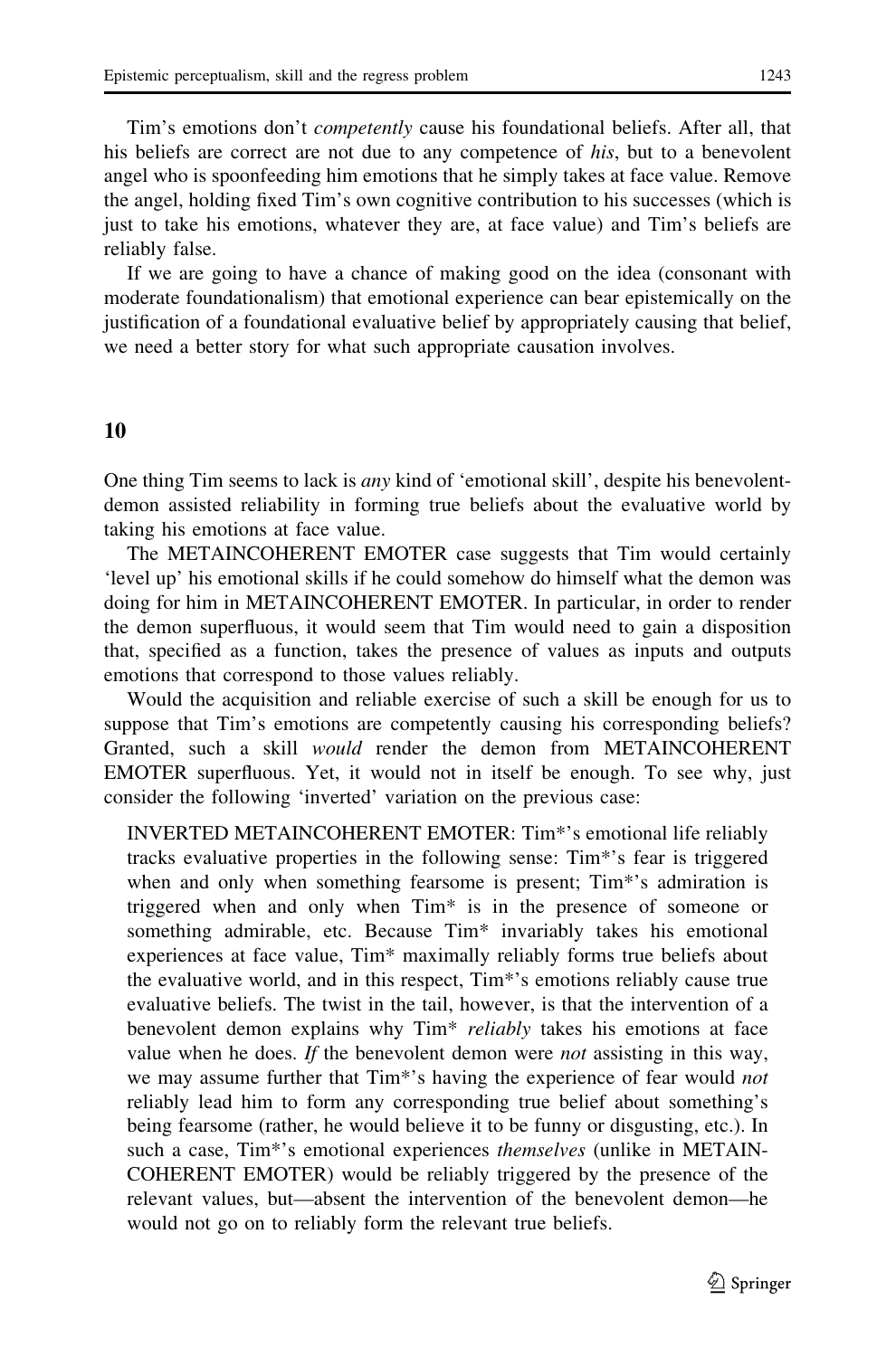Tim's emotions don't *competently* cause his foundational beliefs. After all, that his beliefs are correct are not due to any competence of *his*, but to a benevolent angel who is spoonfeeding him emotions that he simply takes at face value. Remove the angel, holding fixed Tim's own cognitive contribution to his successes (which is just to take his emotions, whatever they are, at face value) and Tim's beliefs are reliably false.

If we are going to have a chance of making good on the idea (consonant with moderate foundationalism) that emotional experience can bear epistemically on the justification of a foundational evaluative belief by appropriately causing that belief, we need a better story for what such appropriate causation involves.

## 10

One thing Tim seems to lack is *any* kind of 'emotional skill', despite his benevolent-demon assisted reliability in forming true beliefs about the evaluative world by taking his emotions at face value.

The METAINCOHERENT EMOTER case suggests that Tim would certainly 'level up' his emotional skills if he could somehow do himself what the demon was doing for him in METAINCOHERENT EMOTER. In particular, in order to render the demon superfluous, it would seem that Tim would need to gain a disposition that, specified as a function, takes the presence of values as inputs and outputs emotions that correspond to those values reliably.

Would the acquisition and reliable exercise of such a skill be enough for us to suppose that Tim's emotions are competently causing his corresponding beliefs? Granted, such a skill *would* render the demon from METAINCOHERENT EMOTER superfluous. Yet, it would not in itself be enough. To see why, just consider the following 'inverted' variation on the previous case:

> INVERTED METAINCOHERENT EMOTER: Tim*'s emotional life reliably tracks evaluative properties in the following sense: Tim*'s fear is triggered when and only when something fearsome is present; Tim*'s admiration is triggered when and only when Tim* is in the presence of someone or something admirable, etc. Because Tim* invariably takes his emotional experiences at face value, Tim* maximally reliably forms true beliefs about the evaluative world, and in this respect, Tim*'s emotions reliably cause true evaluative beliefs. The twist in the tail, however, is that the intervention of a benevolent demon explains why Tim* *reliably* takes his emotions at face value when he does. *If* the benevolent demon were *not* assisting in this way, we may assume further that Tim*'s having the experience of fear would *not* reliably lead him to form any corresponding true belief about something's being fearsome (rather, he would believe it to be funny or disgusting, etc.). In such a case, Tim*'s emotional experiences *themselves* (unlike in METAINCOHERENT EMOTER) would be reliably triggered by the presence of the relevant values, but—absent the intervention of the benevolent demon—he would not go on to reliably form the relevant true beliefs.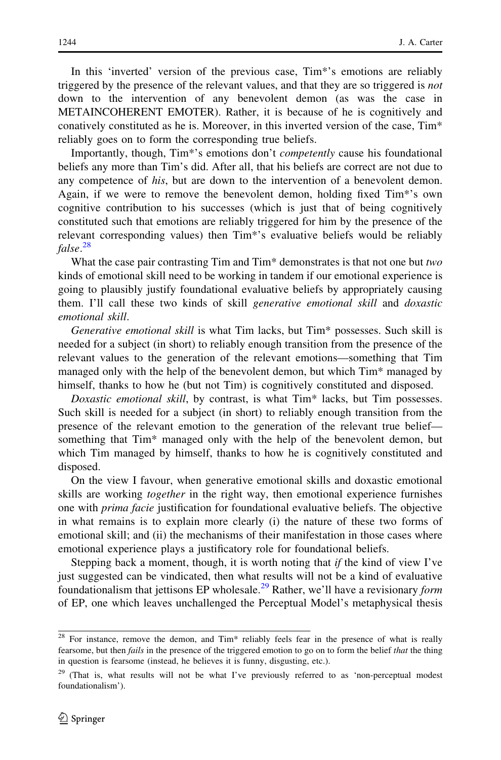In this 'inverted' version of the previous case, Tim*'s emotions are reliably triggered by the presence of the relevant values, and that they are so triggered is *not* down to the intervention of any benevolent demon (as was the case in METAINCOHERENT EMOTER). Rather, it is because of he is cognitively and conatively constituted as he is. Moreover, in this inverted version of the case, Tim* reliably goes on to form the corresponding true beliefs.

Importantly, though, Tim*'s emotions don't *competently* cause his foundational beliefs any more than Tim's did. After all, that his beliefs are correct are not due to any competence of *his*, but are down to the intervention of a benevolent demon. Again, if we were to remove the benevolent demon, holding fixed Tim*'s own cognitive contribution to his successes (which is just that of being cognitively constituted such that emotions are reliably triggered for him by the presence of the relevant corresponding values) then Tim*'s evaluative beliefs would be reliably *false*.[28]

What the case pair contrasting Tim and Tim* demonstrates is that not one but *two* kinds of emotional skill need to be working in tandem if our emotional experience is going to plausibly justify foundational evaluative beliefs by appropriately causing them. I'll call these two kinds of skill *generative emotional skill* and *doxastic emotional skill*.

*Generative emotional skill* is what Tim lacks, but Tim* possesses. Such skill is needed for a subject (in short) to reliably enough transition from the presence of the relevant values to the generation of the relevant emotions—something that Tim managed only with the help of the benevolent demon, but which Tim* managed by himself, thanks to how he (but not Tim) is cognitively constituted and disposed.

*Doxastic emotional skill*, by contrast, is what Tim* lacks, but Tim possesses. Such skill is needed for a subject (in short) to reliably enough transition from the presence of the relevant emotion to the generation of the relevant true belief—something that Tim* managed only with the help of the benevolent demon, but which Tim managed by himself, thanks to how he is cognitively constituted and disposed.

On the view I favour, when generative emotional skills and doxastic emotional skills are working *together* in the right way, then emotional experience furnishes one with *prima facie* justification for foundational evaluative beliefs. The objective in what remains is to explain more clearly (i) the nature of these two forms of emotional skill; and (ii) the mechanisms of their manifestation in those cases where emotional experience plays a justificatory role for foundational beliefs.

Stepping back a moment, though, it is worth noting that *if* the kind of view I've just suggested can be vindicated, then what results will not be a kind of evaluative foundationalism that jettisons EP wholesale.[29] Rather, we'll have a revisionary *form* of EP, one which leaves unchallenged the Perceptual Model's metaphysical thesis

---

[28] For instance, remove the demon, and Tim* reliably feels fear in the presence of what is really fearsome, but then *fails* in the presence of the triggered emotion to go on to form the belief *that* the thing in question is fearsome (instead, he believes it is funny, disgusting, etc.).

[29] (That is, what results will not be what I've previously referred to as 'non-perceptual modest foundationalism').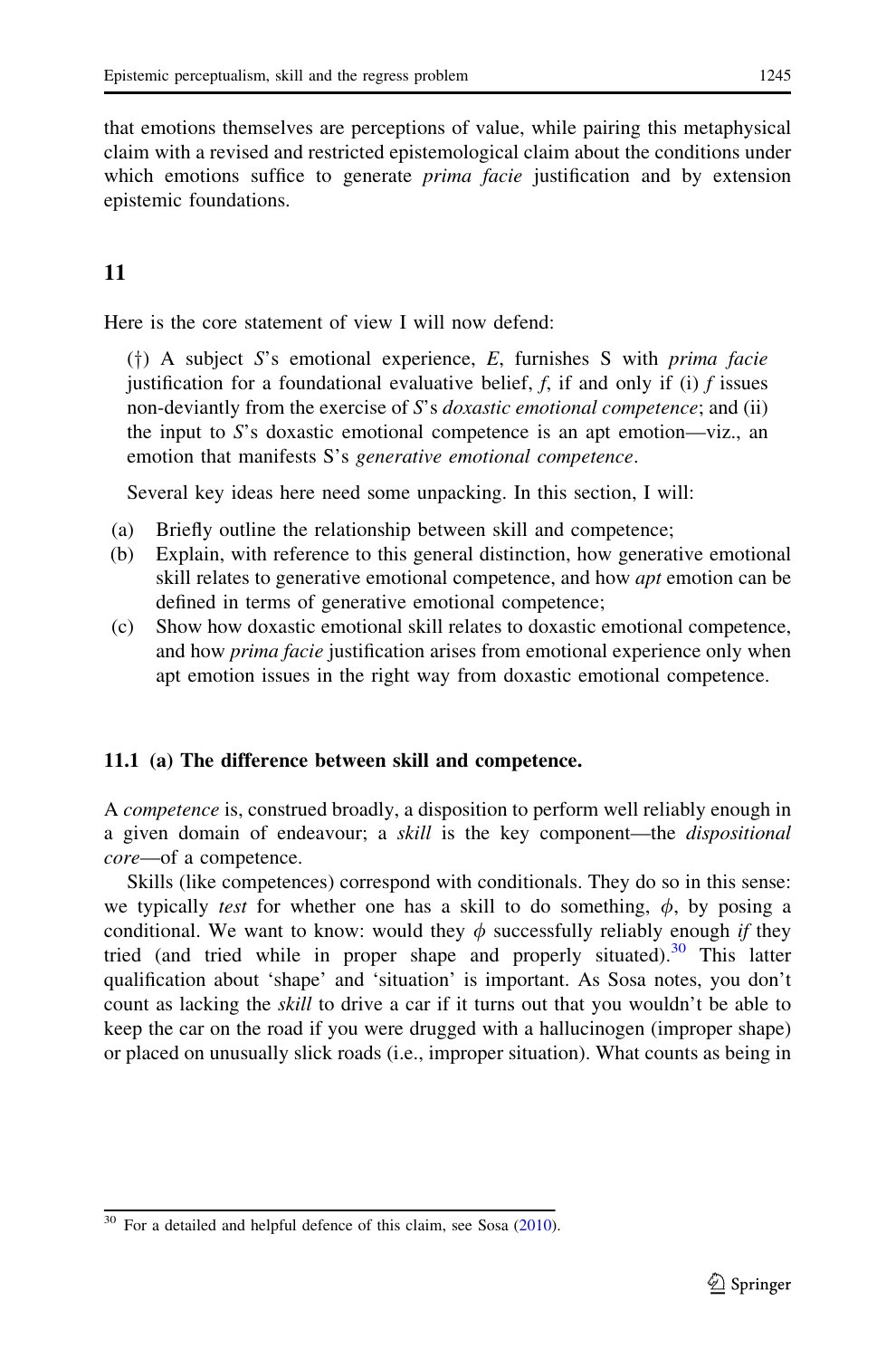that emotions themselves are perceptions of value, while pairing this metaphysical claim with a revised and restricted epistemological claim about the conditions under which emotions suffice to generate *prima facie* justification and by extension epistemic foundations.

## 11

Here is the core statement of view I will now defend:

> (†) A subject *S*'s emotional experience, *E*, furnishes S with *prima facie* justification for a foundational evaluative belief, *f*, if and only if (i) *f* issues non-deviantly from the exercise of *S*'s *doxastic emotional competence*; and (ii) the input to *S*'s doxastic emotional competence is an apt emotion—viz., an emotion that manifests S's *generative emotional competence*.

Several key ideas here need some unpacking. In this section, I will:

(a) Briefly outline the relationship between skill and competence;
(b) Explain, with reference to this general distinction, how generative emotional skill relates to generative emotional competence, and how *apt* emotion can be defined in terms of generative emotional competence;
(c) Show how doxastic emotional skill relates to doxastic emotional competence, and how *prima facie* justification arises from emotional experience only when apt emotion issues in the right way from doxastic emotional competence.

### 11.1 (a) The difference between skill and competence.

A *competence* is, construed broadly, a disposition to perform well reliably enough in a given domain of endeavour; a *skill* is the key component—the *dispositional core*—of a competence.

Skills (like competences) correspond with conditionals. They do so in this sense: we typically *test* for whether one has a skill to do something, $\phi$, by posing a conditional. We want to know: would they $\phi$ successfully reliably enough *if* they tried (and tried while in proper shape and properly situated).[30] This latter qualification about 'shape' and 'situation' is important. As Sosa notes, you don't count as lacking the *skill* to drive a car if it turns out that you wouldn't be able to keep the car on the road if you were drugged with a hallucinogen (improper shape) or placed on unusually slick roads (i.e., improper situation). What counts as being in

---

[30] For a detailed and helpful defence of this claim, see Sosa (2010).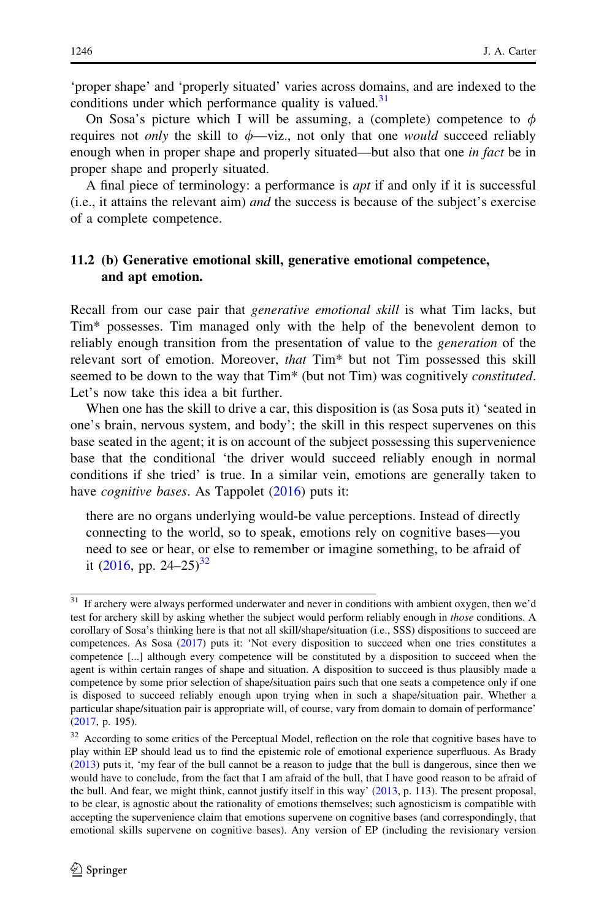'proper shape' and 'properly situated' varies across domains, and are indexed to the conditions under which performance quality is valued.[31]

On Sosa's picture which I will be assuming, a (complete) competence to $\phi$ requires not *only* the skill to $\phi$—viz., not only that one *would* succeed reliably enough when in proper shape and properly situated—but also that one *in fact* be in proper shape and properly situated.

A final piece of terminology: a performance is *apt* if and only if it is successful (i.e., it attains the relevant aim) *and* the success is because of the subject's exercise of a complete competence.

### 11.2 (b) Generative emotional skill, generative emotional competence, and apt emotion.

Recall from our case pair that *generative emotional skill* is what Tim lacks, but Tim* possesses. Tim managed only with the help of the benevolent demon to reliably enough transition from the presentation of value to the *generation* of the relevant sort of emotion. Moreover, *that* Tim* but not Tim possessed this skill seemed to be down to the way that Tim* (but not Tim) was cognitively *constituted*. Let's now take this idea a bit further.

When one has the skill to drive a car, this disposition is (as Sosa puts it) 'seated in one's brain, nervous system, and body'; the skill in this respect supervenes on this base seated in the agent; it is on account of the subject possessing this supervenience base that the conditional 'the driver would succeed reliably enough in normal conditions if she tried' is true. In a similar vein, emotions are generally taken to have *cognitive bases*. As Tappolet (2016) puts it:

> there are no organs underlying would-be value perceptions. Instead of directly connecting to the world, so to speak, emotions rely on cognitive bases—you need to see or hear, or else to remember or imagine something, to be afraid of it (2016, pp. 24–25)[32]

---

[31] If archery were always performed underwater and never in conditions with ambient oxygen, then we'd test for archery skill by asking whether the subject would perform reliably enough in *those* conditions. A corollary of Sosa's thinking here is that not all skill/shape/situation (i.e., SSS) dispositions to succeed are competences. As Sosa (2017) puts it: 'Not every disposition to succeed when one tries constitutes a competence [...] although every competence will be constituted by a disposition to succeed when the agent is within certain ranges of shape and situation. A disposition to succeed is thus plausibly made a competence by some prior selection of shape/situation pairs such that one seats a competence only if one is disposed to succeed reliably enough upon trying when in such a shape/situation pair. Whether a particular shape/situation pair is appropriate will, of course, vary from domain to domain of performance' (2017, p. 195).

[32] According to some critics of the Perceptual Model, reflection on the role that cognitive bases have to play within EP should lead us to find the epistemic role of emotional experience superfluous. As Brady (2013) puts it, 'my fear of the bull cannot be a reason to judge that the bull is dangerous, since then we would have to conclude, from the fact that I am afraid of the bull, that I have good reason to be afraid of the bull. And fear, we might think, cannot justify itself in this way' (2013, p. 113). The present proposal, to be clear, is agnostic about the rationality of emotions themselves; such agnosticism is compatible with accepting the supervenience claim that emotions supervene on cognitive bases (and correspondingly, that emotional skills supervene on cognitive bases). Any version of EP (including the revisionary version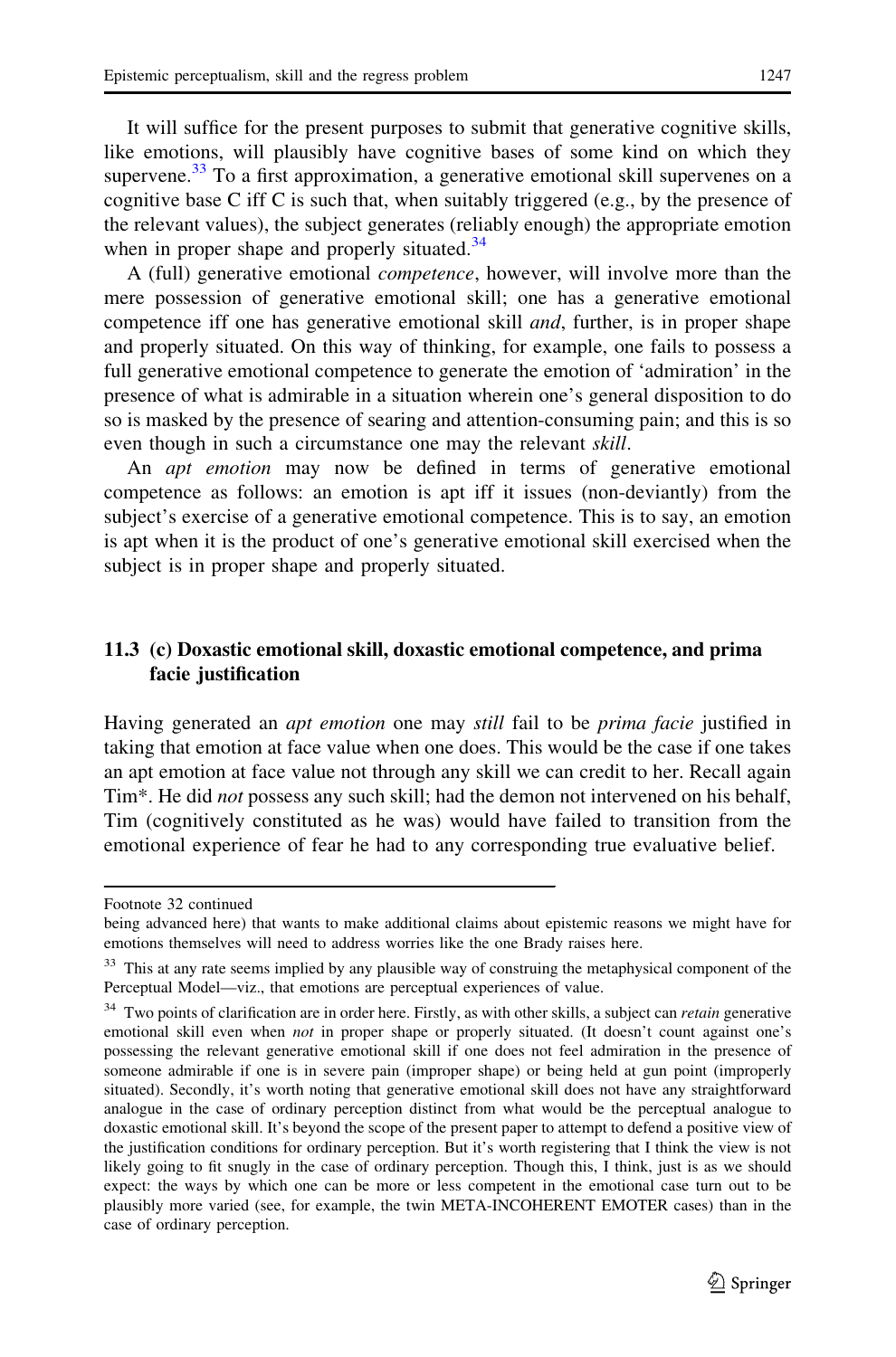It will suffice for the present purposes to submit that generative cognitive skills, like emotions, will plausibly have cognitive bases of some kind on which they supervene.[33] To a first approximation, a generative emotional skill supervenes on a cognitive base C iff C is such that, when suitably triggered (e.g., by the presence of the relevant values), the subject generates (reliably enough) the appropriate emotion when in proper shape and properly situated.[34]

A (full) generative emotional *competence*, however, will involve more than the mere possession of generative emotional skill; one has a generative emotional competence iff one has generative emotional skill *and*, further, is in proper shape and properly situated. On this way of thinking, for example, one fails to possess a full generative emotional competence to generate the emotion of 'admiration' in the presence of what is admirable in a situation wherein one's general disposition to do so is masked by the presence of searing and attention-consuming pain; and this is so even though in such a circumstance one may the relevant *skill*.

An *apt emotion* may now be defined in terms of generative emotional competence as follows: an emotion is apt iff it issues (non-deviantly) from the subject's exercise of a generative emotional competence. This is to say, an emotion is apt when it is the product of one's generative emotional skill exercised when the subject is in proper shape and properly situated.

### 11.3 (c) Doxastic emotional skill, doxastic emotional competence, and prima facie justification

Having generated an *apt emotion* one may *still* fail to be *prima facie* justified in taking that emotion at face value when one does. This would be the case if one takes an apt emotion at face value not through any skill we can credit to her. Recall again Tim*. He did *not* possess any such skill; had the demon not intervened on his behalf, Tim (cognitively constituted as he was) would have failed to transition from the emotional experience of fear he had to any corresponding true evaluative belief.

---

Footnote 32 continued

being advanced here) that wants to make additional claims about epistemic reasons we might have for emotions themselves will need to address worries like the one Brady raises here.

[33] This at any rate seems implied by any plausible way of construing the metaphysical component of the Perceptual Model—viz., that emotions are perceptual experiences of value.

[34] Two points of clarification are in order here. Firstly, as with other skills, a subject can *retain* generative emotional skill even when *not* in proper shape or properly situated. (It doesn't count against one's possessing the relevant generative emotional skill if one does not feel admiration in the presence of someone admirable if one is in severe pain (improper shape) or being held at gun point (improperly situated). Secondly, it's worth noting that generative emotional skill does not have any straightforward analogue in the case of ordinary perception distinct from what would be the perceptual analogue to doxastic emotional skill. It's beyond the scope of the present paper to attempt to defend a positive view of the justification conditions for ordinary perception. But it's worth registering that I think the view is not likely going to fit snugly in the case of ordinary perception. Though this, I think, just is as we should expect: the ways by which one can be more or less competent in the emotional case turn out to be plausibly more varied (see, for example, the twin META-INCOHERENT EMOTER cases) than in the case of ordinary perception.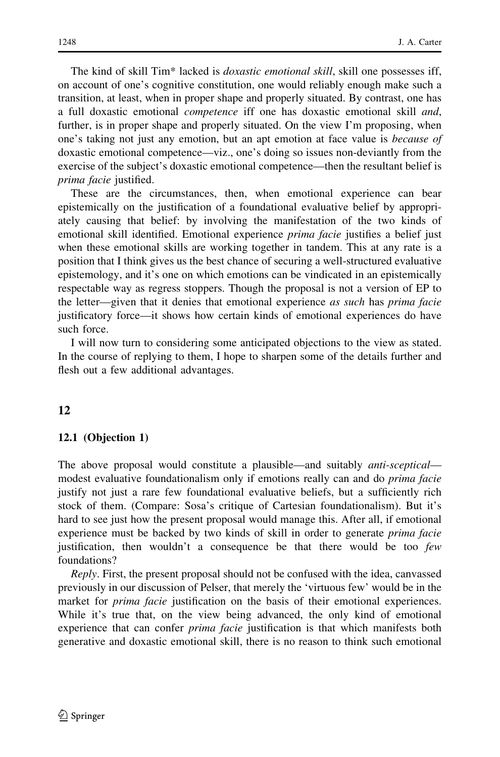The kind of skill Tim* lacked is *doxastic emotional skill*, skill one possesses iff, on account of one's cognitive constitution, one would reliably enough make such a transition, at least, when in proper shape and properly situated. By contrast, one has a full doxastic emotional *competence* iff one has doxastic emotional skill *and*, further, is in proper shape and properly situated. On the view I'm proposing, when one's taking not just any emotion, but an apt emotion at face value is *because of* doxastic emotional competence—viz., one's doing so issues non-deviantly from the exercise of the subject's doxastic emotional competence—then the resultant belief is *prima facie* justified.

These are the circumstances, then, when emotional experience can bear epistemically on the justification of a foundational evaluative belief by appropriately causing that belief: by involving the manifestation of the two kinds of emotional skill identified. Emotional experience *prima facie* justifies a belief just when these emotional skills are working together in tandem. This at any rate is a position that I think gives us the best chance of securing a well-structured evaluative epistemology, and it's one on which emotions can be vindicated in an epistemically respectable way as regress stoppers. Though the proposal is not a version of EP to the letter—given that it denies that emotional experience *as such* has *prima facie* justificatory force—it shows how certain kinds of emotional experiences do have such force.

I will now turn to considering some anticipated objections to the view as stated. In the course of replying to them, I hope to sharpen some of the details further and flesh out a few additional advantages.

## 12

### 12.1 (Objection 1)

The above proposal would constitute a plausible—and suitably *anti-sceptical*—modest evaluative foundationalism only if emotions really can and do *prima facie* justify not just a rare few foundational evaluative beliefs, but a sufficiently rich stock of them. (Compare: Sosa's critique of Cartesian foundationalism). But it's hard to see just how the present proposal would manage this. After all, if emotional experience must be backed by two kinds of skill in order to generate *prima facie* justification, then wouldn't a consequence be that there would be too *few* foundations?

*Reply*. First, the present proposal should not be confused with the idea, canvassed previously in our discussion of Pelser, that merely the 'virtuous few' would be in the market for *prima facie* justification on the basis of their emotional experiences. While it's true that, on the view being advanced, the only kind of emotional experience that can confer *prima facie* justification is that which manifests both generative and doxastic emotional skill, there is no reason to think such emotional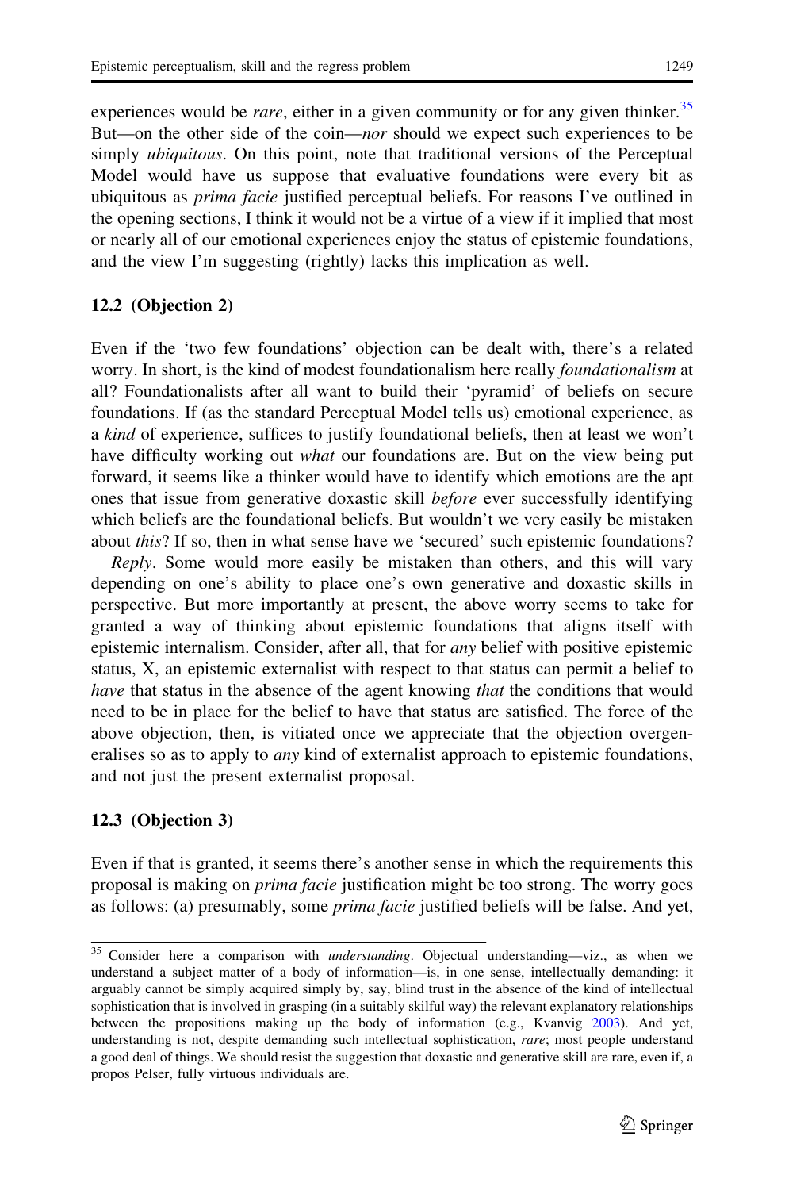experiences would be *rare*, either in a given community or for any given thinker.[35] But—on the other side of the coin—*nor* should we expect such experiences to be simply *ubiquitous*. On this point, note that traditional versions of the Perceptual Model would have us suppose that evaluative foundations were every bit as ubiquitous as *prima facie* justified perceptual beliefs. For reasons I've outlined in the opening sections, I think it would not be a virtue of a view if it implied that most or nearly all of our emotional experiences enjoy the status of epistemic foundations, and the view I'm suggesting (rightly) lacks this implication as well.

### 12.2 (Objection 2)

Even if the 'two few foundations' objection can be dealt with, there's a related worry. In short, is the kind of modest foundationalism here really *foundationalism* at all? Foundationalists after all want to build their 'pyramid' of beliefs on secure foundations. If (as the standard Perceptual Model tells us) emotional experience, as a *kind* of experience, suffices to justify foundational beliefs, then at least we won't have difficulty working out *what* our foundations are. But on the view being put forward, it seems like a thinker would have to identify which emotions are the apt ones that issue from generative doxastic skill *before* ever successfully identifying which beliefs are the foundational beliefs. But wouldn't we very easily be mistaken about *this*? If so, then in what sense have we 'secured' such epistemic foundations?

*Reply*. Some would more easily be mistaken than others, and this will vary depending on one's ability to place one's own generative and doxastic skills in perspective. But more importantly at present, the above worry seems to take for granted a way of thinking about epistemic foundations that aligns itself with epistemic internalism. Consider, after all, that for *any* belief with positive epistemic status, X, an epistemic externalist with respect to that status can permit a belief to *have* that status in the absence of the agent knowing *that* the conditions that would need to be in place for the belief to have that status are satisfied. The force of the above objection, then, is vitiated once we appreciate that the objection overgeneralises so as to apply to *any* kind of externalist approach to epistemic foundations, and not just the present externalist proposal.

### 12.3 (Objection 3)

Even if that is granted, it seems there's another sense in which the requirements this proposal is making on *prima facie* justification might be too strong. The worry goes as follows: (a) presumably, some *prima facie* justified beliefs will be false. And yet,

[35] Consider here a comparison with *understanding*. Objectual understanding—viz., as when we understand a subject matter of a body of information—is, in one sense, intellectually demanding: it arguably cannot be simply acquired simply by, say, blind trust in the absence of the kind of intellectual sophistication that is involved in grasping (in a suitably skilful way) the relevant explanatory relationships between the propositions making up the body of information (e.g., Kvanvig 2003). And yet, understanding is not, despite demanding such intellectual sophistication, *rare*; most people understand a good deal of things. We should resist the suggestion that doxastic and generative skill are rare, even if, a propos Pelser, fully virtuous individuals are.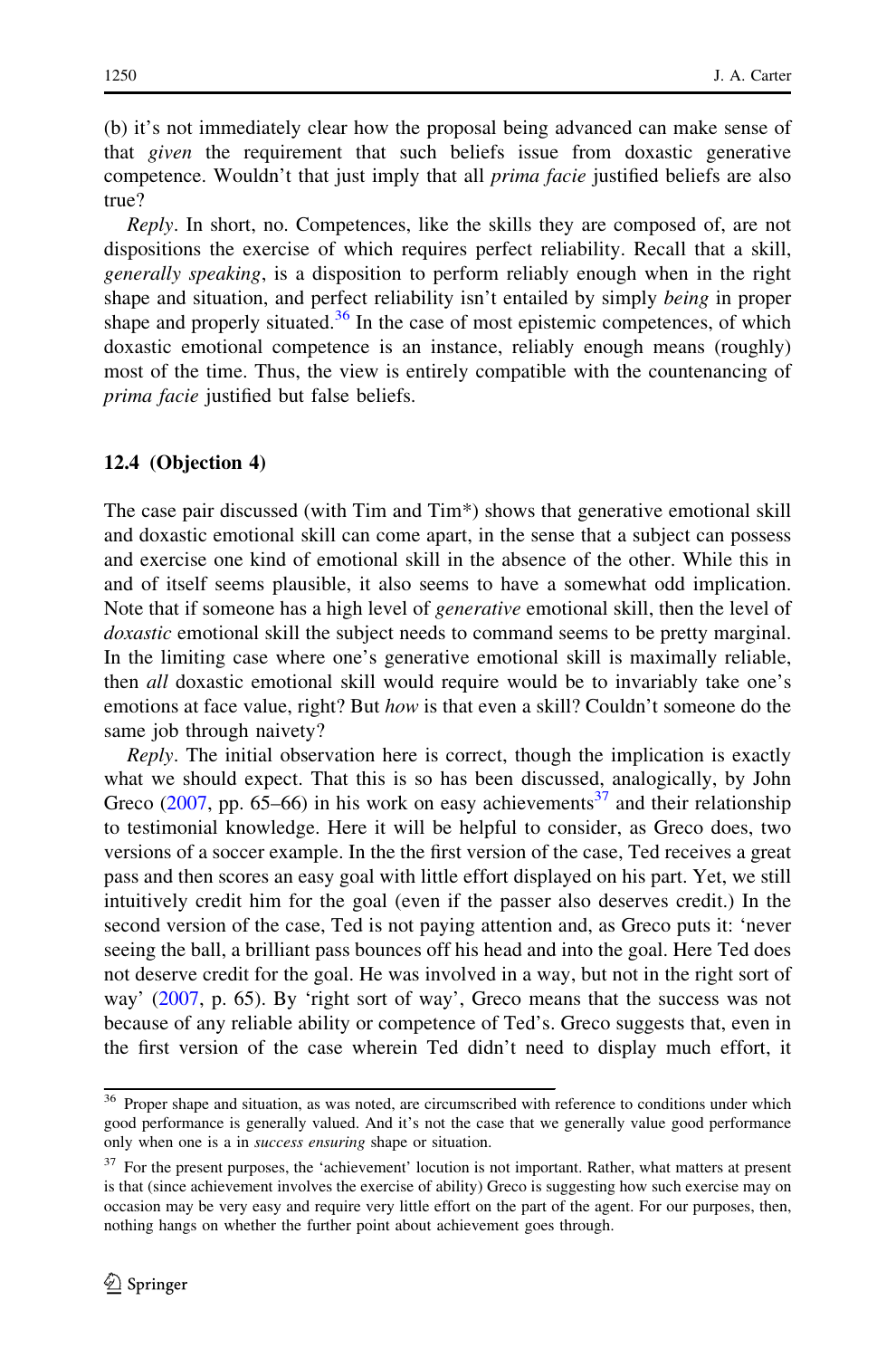(b) it's not immediately clear how the proposal being advanced can make sense of that *given* the requirement that such beliefs issue from doxastic generative competence. Wouldn't that just imply that all *prima facie* justified beliefs are also true?

*Reply*. In short, no. Competences, like the skills they are composed of, are not dispositions the exercise of which requires perfect reliability. Recall that a skill, *generally speaking*, is a disposition to perform reliably enough when in the right shape and situation, and perfect reliability isn't entailed by simply *being* in proper shape and properly situated.[36] In the case of most epistemic competences, of which doxastic emotional competence is an instance, reliably enough means (roughly) most of the time. Thus, the view is entirely compatible with the countenancing of *prima facie* justified but false beliefs.

### 12.4 (Objection 4)

The case pair discussed (with Tim and Tim*) shows that generative emotional skill and doxastic emotional skill can come apart, in the sense that a subject can possess and exercise one kind of emotional skill in the absence of the other. While this in and of itself seems plausible, it also seems to have a somewhat odd implication. Note that if someone has a high level of *generative* emotional skill, then the level of *doxastic* emotional skill the subject needs to command seems to be pretty marginal. In the limiting case where one's generative emotional skill is maximally reliable, then *all* doxastic emotional skill would require would be to invariably take one's emotions at face value, right? But *how* is that even a skill? Couldn't someone do the same job through naivety?

*Reply*. The initial observation here is correct, though the implication is exactly what we should expect. That this is so has been discussed, analogically, by John Greco (2007, pp. 65–66) in his work on easy achievements[37] and their relationship to testimonial knowledge. Here it will be helpful to consider, as Greco does, two versions of a soccer example. In the the first version of the case, Ted receives a great pass and then scores an easy goal with little effort displayed on his part. Yet, we still intuitively credit him for the goal (even if the passer also deserves credit.) In the second version of the case, Ted is not paying attention and, as Greco puts it: 'never seeing the ball, a brilliant pass bounces off his head and into the goal. Here Ted does not deserve credit for the goal. He was involved in a way, but not in the right sort of way' (2007, p. 65). By 'right sort of way', Greco means that the success was not because of any reliable ability or competence of Ted's. Greco suggests that, even in the first version of the case wherein Ted didn't need to display much effort, it

---

[36] Proper shape and situation, as was noted, are circumscribed with reference to conditions under which good performance is generally valued. And it's not the case that we generally value good performance only when one is a in *success ensuring* shape or situation.

[37] For the present purposes, the 'achievement' locution is not important. Rather, what matters at present is that (since achievement involves the exercise of ability) Greco is suggesting how such exercise may on occasion may be very easy and require very little effort on the part of the agent. For our purposes, then, nothing hangs on whether the further point about achievement goes through.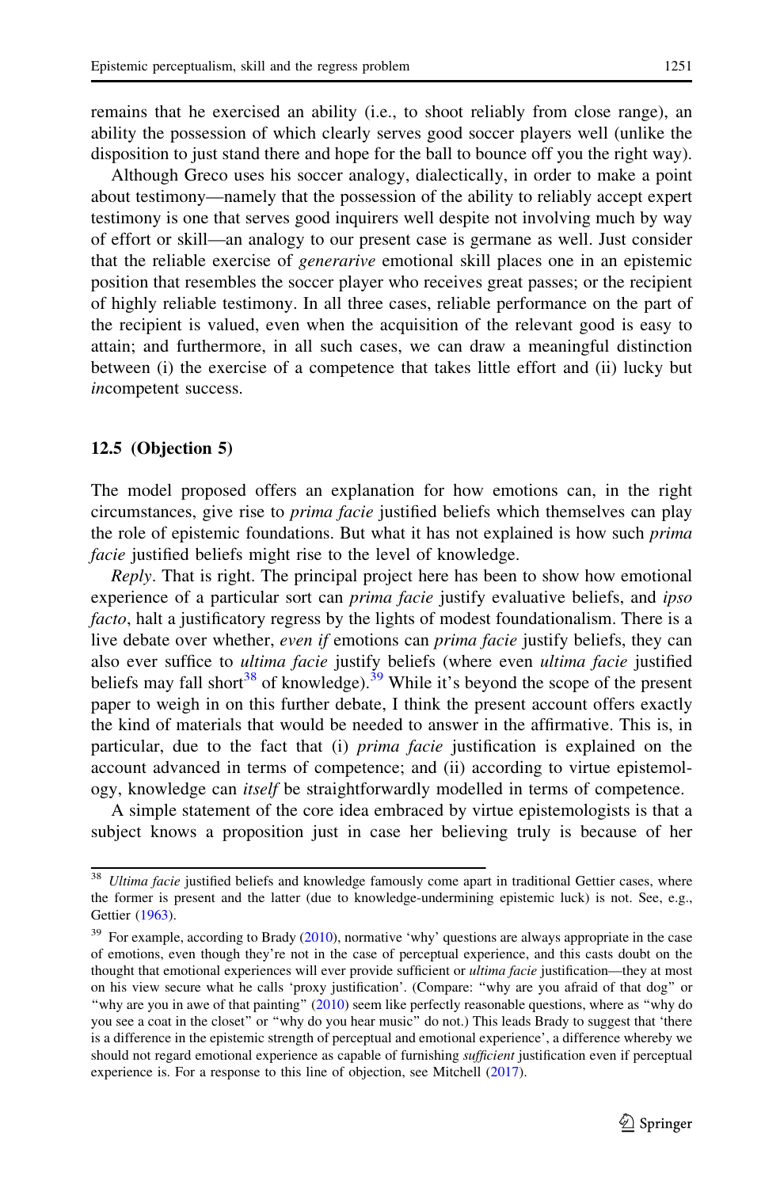remains that he exercised an ability (i.e., to shoot reliably from close range), an ability the possession of which clearly serves good soccer players well (unlike the disposition to just stand there and hope for the ball to bounce off you the right way).

Although Greco uses his soccer analogy, dialectically, in order to make a point about testimony—namely that the possession of the ability to reliably accept expert testimony is one that serves good inquirers well despite not involving much by way of effort or skill—an analogy to our present case is germane as well. Just consider that the reliable exercise of *generarive* emotional skill places one in an epistemic position that resembles the soccer player who receives great passes; or the recipient of highly reliable testimony. In all three cases, reliable performance on the part of the recipient is valued, even when the acquisition of the relevant good is easy to attain; and furthermore, in all such cases, we can draw a meaningful distinction between (i) the exercise of a competence that takes little effort and (ii) lucky but *in*competent success.

### 12.5 (Objection 5)

The model proposed offers an explanation for how emotions can, in the right circumstances, give rise to *prima facie* justified beliefs which themselves can play the role of epistemic foundations. But what it has not explained is how such *prima facie* justified beliefs might rise to the level of knowledge.

*Reply*. That is right. The principal project here has been to show how emotional experience of a particular sort can *prima facie* justify evaluative beliefs, and *ipso facto*, halt a justificatory regress by the lights of modest foundationalism. There is a live debate over whether, *even if* emotions can *prima facie* justify beliefs, they can also ever suffice to *ultima facie* justify beliefs (where even *ultima facie* justified beliefs may fall short[38] of knowledge).[39] While it's beyond the scope of the present paper to weigh in on this further debate, I think the present account offers exactly the kind of materials that would be needed to answer in the affirmative. This is, in particular, due to the fact that (i) *prima facie* justification is explained on the account advanced in terms of competence; and (ii) according to virtue epistemology, knowledge can *itself* be straightforwardly modelled in terms of competence.

A simple statement of the core idea embraced by virtue epistemologists is that a subject knows a proposition just in case her believing truly is because of her

---

[38] *Ultima facie* justified beliefs and knowledge famously come apart in traditional Gettier cases, where the former is present and the latter (due to knowledge-undermining epistemic luck) is not. See, e.g., Gettier (1963).

[39] For example, according to Brady (2010), normative 'why' questions are always appropriate in the case of emotions, even though they're not in the case of perceptual experience, and this casts doubt on the thought that emotional experiences will ever provide sufficient or *ultima facie* justification—they at most on his view secure what he calls 'proxy justification'. (Compare: "why are you afraid of that dog" or "why are you in awe of that painting" (2010) seem like perfectly reasonable questions, where as "why do you see a coat in the closet" or "why do you hear music" do not.) This leads Brady to suggest that 'there is a difference in the epistemic strength of perceptual and emotional experience', a difference whereby we should not regard emotional experience as capable of furnishing *sufficient* justification even if perceptual experience is. For a response to this line of objection, see Mitchell (2017).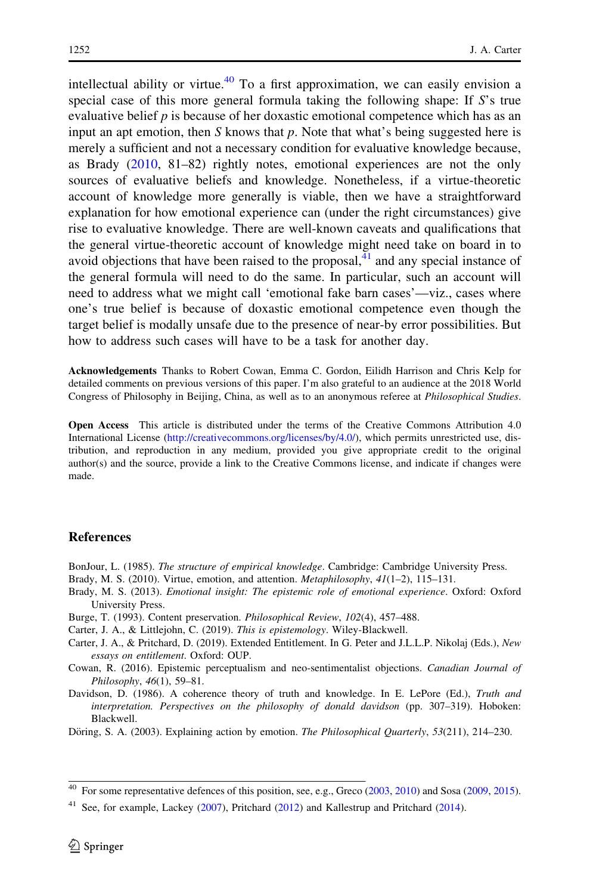intellectual ability or virtue.[40] To a first approximation, we can easily envision a special case of this more general formula taking the following shape: If *S*'s true evaluative belief *p* is because of her doxastic emotional competence which has as an input an apt emotion, then *S* knows that *p*. Note that what's being suggested here is merely a sufficient and not a necessary condition for evaluative knowledge because, as Brady (2010, 81–82) rightly notes, emotional experiences are not the only sources of evaluative beliefs and knowledge. Nonetheless, if a virtue-theoretic account of knowledge more generally is viable, then we have a straightforward explanation for how emotional experience can (under the right circumstances) give rise to evaluative knowledge. There are well-known caveats and qualifications that the general virtue-theoretic account of knowledge might need take on board in to avoid objections that have been raised to the proposal,[41] and any special instance of the general formula will need to do the same. In particular, such an account will need to address what we might call 'emotional fake barn cases'—viz., cases where one's true belief is because of doxastic emotional competence even though the target belief is modally unsafe due to the presence of near-by error possibilities. But how to address such cases will have to be a task for another day.

**Acknowledgements** Thanks to Robert Cowan, Emma C. Gordon, Eilidh Harrison and Chris Kelp for detailed comments on previous versions of this paper. I'm also grateful to an audience at the 2018 World Congress of Philosophy in Beijing, China, as well as to an anonymous referee at *Philosophical Studies*.

**Open Access** This article is distributed under the terms of the Creative Commons Attribution 4.0 International License (http://creativecommons.org/licenses/by/4.0/), which permits unrestricted use, distribution, and reproduction in any medium, provided you give appropriate credit to the original author(s) and the source, provide a link to the Creative Commons license, and indicate if changes were made.

## References

BonJour, L. (1985). *The structure of empirical knowledge*. Cambridge: Cambridge University Press.

Brady, M. S. (2010). Virtue, emotion, and attention. *Metaphilosophy*, *41*(1–2), 115–131.

Brady, M. S. (2013). *Emotional insight: The epistemic role of emotional experience*. Oxford: Oxford University Press.

Burge, T. (1993). Content preservation. *Philosophical Review*, *102*(4), 457–488.

Carter, J. A., & Littlejohn, C. (2019). *This is epistemology*. Wiley-Blackwell.

Carter, J. A., & Pritchard, D. (2019). Extended Entitlement. In G. Peter and J.L.L.P. Nikolaj (Eds.), *New essays on entitlement*. Oxford: OUP.

Cowan, R. (2016). Epistemic perceptualism and neo-sentimentalist objections. *Canadian Journal of Philosophy*, *46*(1), 59–81.

Davidson, D. (1986). A coherence theory of truth and knowledge. In E. LePore (Ed.), *Truth and interpretation. Perspectives on the philosophy of donald davidson* (pp. 307–319). Hoboken: Blackwell.

Döring, S. A. (2003). Explaining action by emotion. *The Philosophical Quarterly*, *53*(211), 214–230.

---

[40] For some representative defences of this position, see, e.g., Greco (2003, 2010) and Sosa (2009, 2015).

[41] See, for example, Lackey (2007), Pritchard (2012) and Kallestrup and Pritchard (2014).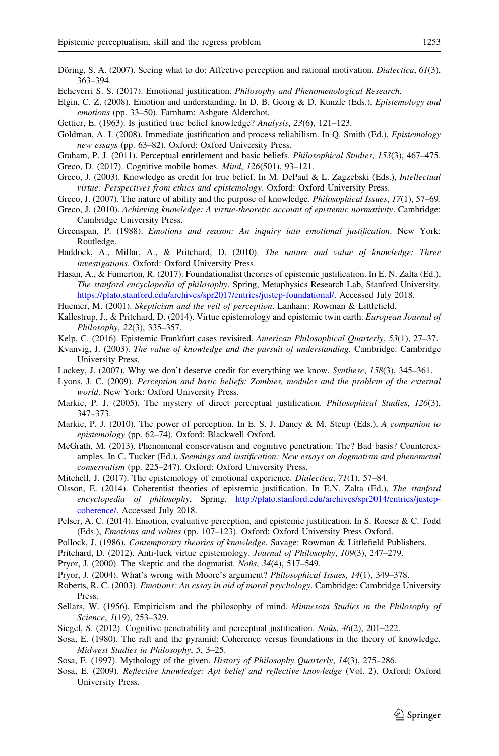Döring, S. A. (2007). Seeing what to do: Affective perception and rational motivation. *Dialectica*, *61*(3), 363–394.

Echeverri S. S. (2017). Emotional justification. *Philosophy and Phenomenological Research*.

Elgin, C. Z. (2008). Emotion and understanding. In D. B. Georg & D. Kunzle (Eds.), *Epistemology and emotions* (pp. 33–50). Farnham: Ashgate Alderchot.

Gettier, E. (1963). Is justified true belief knowledge? *Analysis*, *23*(6), 121–123.

Goldman, A. I. (2008). Immediate justification and process reliabilism. In Q. Smith (Ed.), *Epistemology new essays* (pp. 63–82). Oxford: Oxford University Press.

Graham, P. J. (2011). Perceptual entitlement and basic beliefs. *Philosophical Studies*, *153*(3), 467–475.

Greco, D. (2017). Cognitive mobile homes. *Mind*, *126*(501), 93–121.

Greco, J. (2003). Knowledge as credit for true belief. In M. DePaul & L. Zagzebski (Eds.), *Intellectual virtue: Perspectives from ethics and epistemology*. Oxford: Oxford University Press.

Greco, J. (2007). The nature of ability and the purpose of knowledge. *Philosophical Issues*, *17*(1), 57–69.

Greco, J. (2010). *Achieving knowledge: A virtue-theoretic account of epistemic normativity*. Cambridge: Cambridge University Press.

Greenspan, P. (1988). *Emotions and reason: An inquiry into emotional justification*. New York: Routledge.

Haddock, A., Millar, A., & Pritchard, D. (2010). *The nature and value of knowledge: Three investigations*. Oxford: Oxford University Press.

Hasan, A., & Fumerton, R. (2017). Foundationalist theories of epistemic justification. In E. N. Zalta (Ed.), *The stanford encyclopedia of philosophy*. Spring, Metaphysics Research Lab, Stanford University. https://plato.stanford.edu/archives/spr2017/entries/justep-foundational/. Accessed July 2018.

Huemer, M. (2001). *Skepticism and the veil of perception*. Lanham: Rowman & Littlefield.

Kallestrup, J., & Pritchard, D. (2014). Virtue epistemology and epistemic twin earth. *European Journal of Philosophy*, *22*(3), 335–357.

Kelp, C. (2016). Epistemic Frankfurt cases revisited. *American Philosophical Quarterly*, *53*(1), 27–37.

Kvanvig, J. (2003). *The value of knowledge and the pursuit of understanding*. Cambridge: Cambridge University Press.

Lackey, J. (2007). Why we don't deserve credit for everything we know. *Synthese*, *158*(3), 345–361.

Lyons, J. C. (2009). *Perception and basic beliefs: Zombies, modules and the problem of the external world*. New York: Oxford University Press.

Markie, P. J. (2005). The mystery of direct perceptual justification. *Philosophical Studies*, *126*(3), 347–373.

Markie, P. J. (2010). The power of perception. In E. S. J. Dancy & M. Steup (Eds.), *A companion to epistemology* (pp. 62–74). Oxford: Blackwell Oxford.

McGrath, M. (2013). Phenomenal conservatism and cognitive penetration: The? Bad basis? Counterexamples. In C. Tucker (Ed.), *Seemings and iustification: New essays on dogmatism and phenomenal conservatism* (pp. 225–247). Oxford: Oxford University Press.

Mitchell, J. (2017). The epistemology of emotional experience. *Dialectica*, *71*(1), 57–84.

Olsson, E. (2014). Coherentist theories of epistemic justification. In E.N. Zalta (Ed.), *The stanford encyclopedia of philosophy*, Spring. http://plato.stanford.edu/archives/spr2014/entries/justep-coherence/. Accessed July 2018.

Pelser, A. C. (2014). Emotion, evaluative perception, and epistemic justification. In S. Roeser & C. Todd (Eds.), *Emotions and values* (pp. 107–123). Oxford: Oxford University Press Oxford.

Pollock, J. (1986). *Contemporary theories of knowledge*. Savage: Rowman & Littlefield Publishers.

Pritchard, D. (2012). Anti-luck virtue epistemology. *Journal of Philosophy*, *109*(3), 247–279.

Pryor, J. (2000). The skeptic and the dogmatist. *Noûs*, *34*(4), 517–549.

Pryor, J. (2004). What's wrong with Moore's argument? *Philosophical Issues*, *14*(1), 349–378.

Roberts, R. C. (2003). *Emotions: An essay in aid of moral psychology*. Cambridge: Cambridge University Press.

Sellars, W. (1956). Empiricism and the philosophy of mind. *Minnesota Studies in the Philosophy of Science*, *1*(19), 253–329.

Siegel, S. (2012). Cognitive penetrability and perceptual justification. *Noûs*, *46*(2), 201–222.

Sosa, E. (1980). The raft and the pyramid: Coherence versus foundations in the theory of knowledge. *Midwest Studies in Philosophy*, *5*, 3–25.

Sosa, E. (1997). Mythology of the given. *History of Philosophy Quarterly*, *14*(3), 275–286.

Sosa, E. (2009). *Reflective knowledge: Apt belief and reflective knowledge* (Vol. 2). Oxford: Oxford University Press.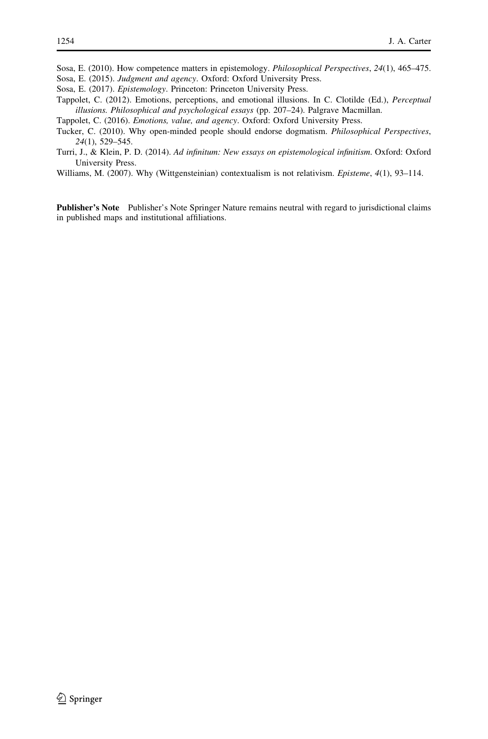Sosa, E. (2010). How competence matters in epistemology. *Philosophical Perspectives*, *24*(1), 465–475.

Sosa, E. (2015). *Judgment and agency*. Oxford: Oxford University Press.

Sosa, E. (2017). *Epistemology*. Princeton: Princeton University Press.

Tappolet, C. (2012). Emotions, perceptions, and emotional illusions. In C. Clotilde (Ed.), *Perceptual illusions. Philosophical and psychological essays* (pp. 207–24). Palgrave Macmillan.

Tappolet, C. (2016). *Emotions, value, and agency*. Oxford: Oxford University Press.

Tucker, C. (2010). Why open-minded people should endorse dogmatism. *Philosophical Perspectives*, *24*(1), 529–545.

Turri, J., & Klein, P. D. (2014). *Ad infinitum: New essays on epistemological infinitism*. Oxford: Oxford University Press.

Williams, M. (2007). Why (Wittgensteinian) contextualism is not relativism. *Episteme*, *4*(1), 93–114.

**Publisher's Note** Publisher's Note Springer Nature remains neutral with regard to jurisdictional claims in published maps and institutional affiliations.